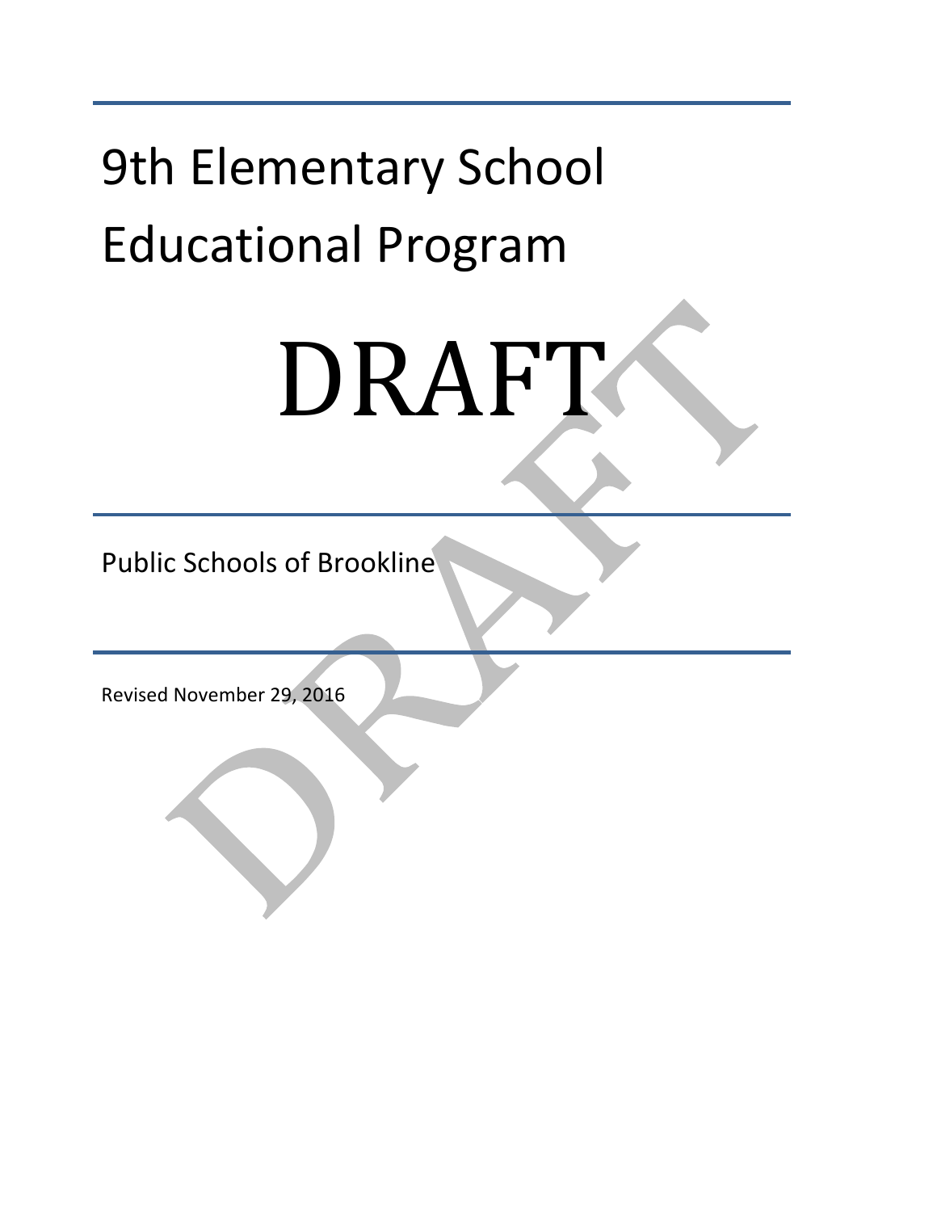# 9th Elementary School Educational Program

DRAFT

Public Schools of Brookline

Revised November 29, 2016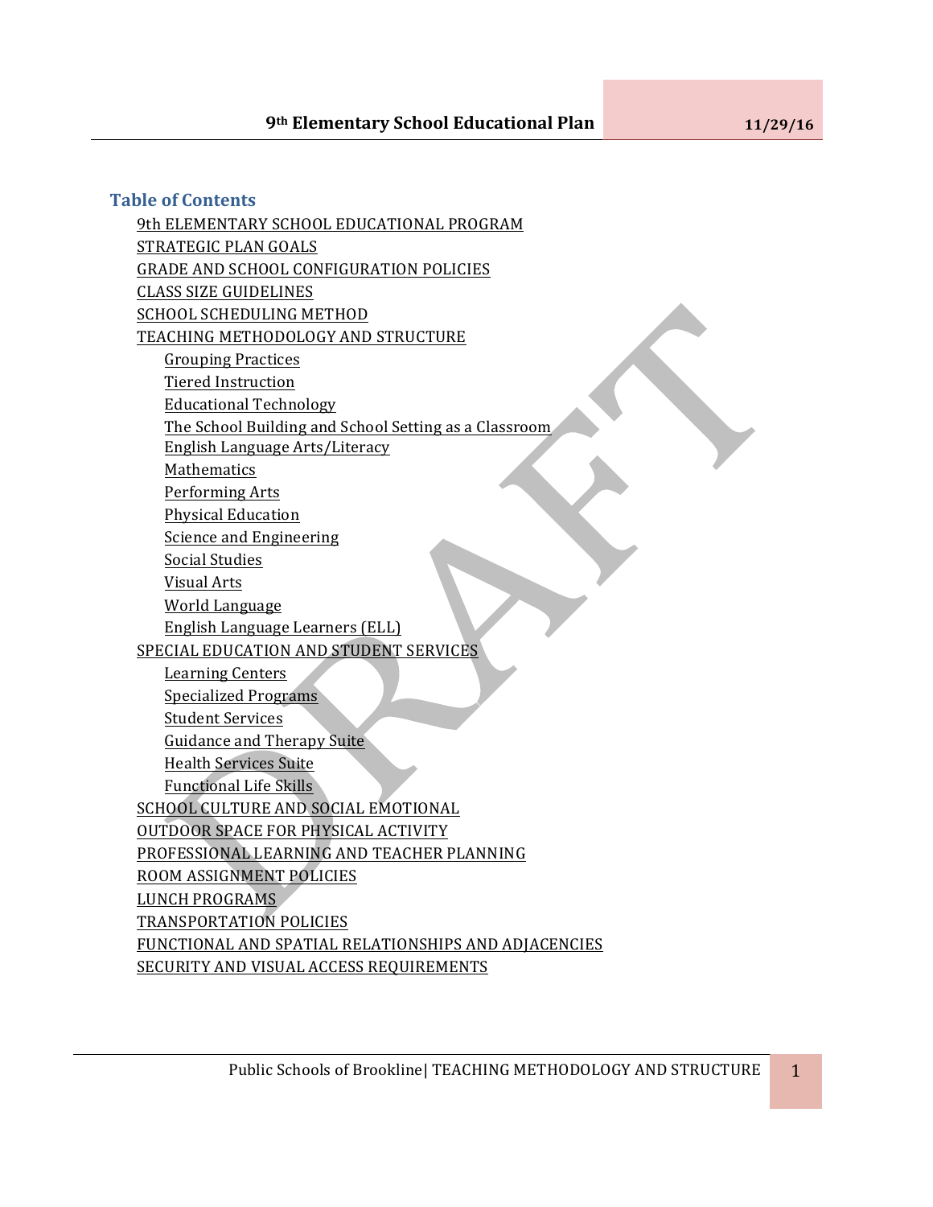## Table of Contents

- 9th ELEMENTARY SCHOOL EDUCATIONAL PROGRAM
- STRATEGIC PLAN GOALS
- GRADE AND SCHOOL CONFIGURATION POLICIES
- CLASS SIZE GUIDELINES
- SCHOOL SCHEDULING METHOD
- TEACHING METHODOLOGY AND STRUCTURE
  - Grouping Practices
  - Tiered Instruction
  - Educational Technology
  - The School Building and School Setting as a Classroom
  - English Language Arts/Literacy
  - Mathematics
  - Performing Arts
  - Physical Education
  - Science and Engineering
  - Social Studies
  - Visual Arts
  - World Language
  - English Language Learners (ELL)
- SPECIAL EDUCATION AND STUDENT SERVICES
  - Learning Centers
  - Specialized Programs
  - Student Services
  - Guidance and Therapy Suite
  - Health Services Suite
  - Functional Life Skills
- SCHOOL CULTURE AND SOCIAL EMOTIONAL
- OUTDOOR SPACE FOR PHYSICAL ACTIVITY
- PROFESSIONAL LEARNING AND TEACHER PLANNING
- ROOM ASSIGNMENT POLICIES
- LUNCH PROGRAMS
- TRANSPORTATION POLICIES
- FUNCTIONAL AND SPATIAL RELATIONSHIPS AND ADJACENCIES
- SECURITY AND VISUAL ACCESS REQUIREMENTS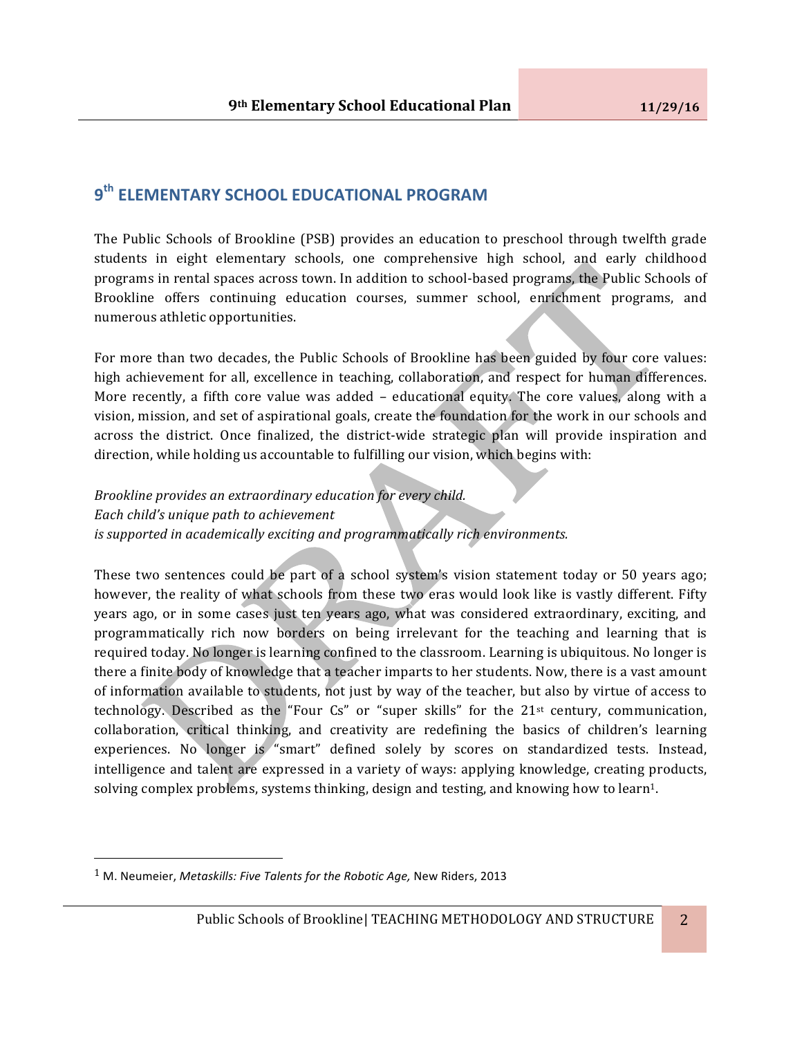# 9th ELEMENTARY SCHOOL EDUCATIONAL PROGRAM

The Public Schools of Brookline (PSB) provides an education to preschool through twelfth grade students in eight elementary schools, one comprehensive high school, and early childhood programs in rental spaces across town. In addition to school-based programs, the Public Schools of Brookline offers continuing education courses, summer school, enrichment programs, and numerous athletic opportunities.

For more than two decades, the Public Schools of Brookline has been guided by four core values: high achievement for all, excellence in teaching, collaboration, and respect for human differences. More recently, a fifth core value was added – educational equity. The core values, along with a vision, mission, and set of aspirational goals, create the foundation for the work in our schools and across the district. Once finalized, the district-wide strategic plan will provide inspiration and direction, while holding us accountable to fulfilling our vision, which begins with:

*Brookline provides an extraordinary education for every child.*
*Each child's unique path to achievement*
*is supported in academically exciting and programmatically rich environments.*

These two sentences could be part of a school system's vision statement today or 50 years ago; however, the reality of what schools from these two eras would look like is vastly different. Fifty years ago, or in some cases just ten years ago, what was considered extraordinary, exciting, and programmatically rich now borders on being irrelevant for the teaching and learning that is required today. No longer is learning confined to the classroom. Learning is ubiquitous. No longer is there a finite body of knowledge that a teacher imparts to her students. Now, there is a vast amount of information available to students, not just by way of the teacher, but also by virtue of access to technology. Described as the "Four Cs" or "super skills" for the 21st century, communication, collaboration, critical thinking, and creativity are redefining the basics of children's learning experiences. No longer is "smart" defined solely by scores on standardized tests. Instead, intelligence and talent are expressed in a variety of ways: applying knowledge, creating products, solving complex problems, systems thinking, design and testing, and knowing how to learn[1].

---

[1] M. Neumeier, *Metaskills: Five Talents for the Robotic Age,* New Riders, 2013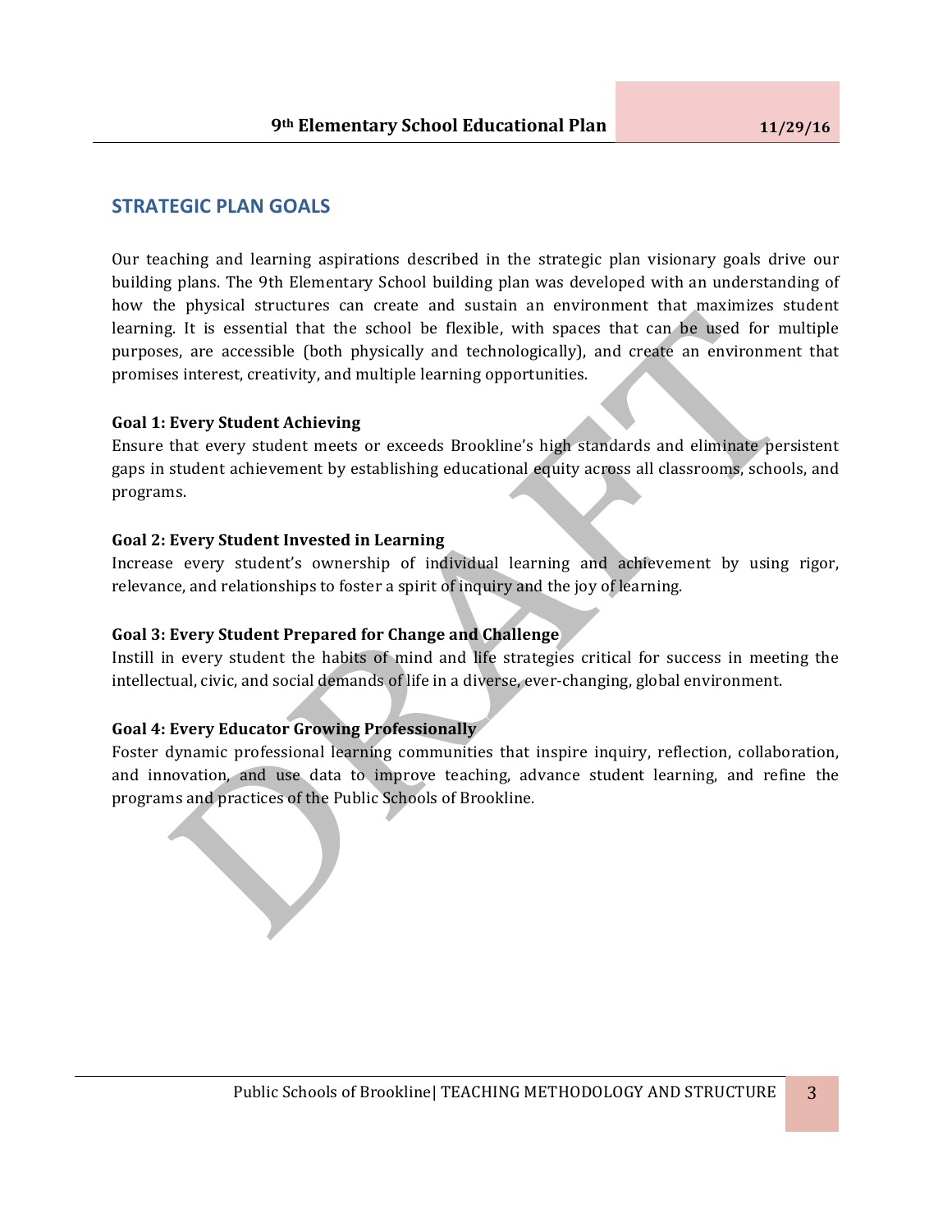## STRATEGIC PLAN GOALS

Our teaching and learning aspirations described in the strategic plan visionary goals drive our building plans. The 9th Elementary School building plan was developed with an understanding of how the physical structures can create and sustain an environment that maximizes student learning. It is essential that the school be flexible, with spaces that can be used for multiple purposes, are accessible (both physically and technologically), and create an environment that promises interest, creativity, and multiple learning opportunities.

**Goal 1: Every Student Achieving**
Ensure that every student meets or exceeds Brookline's high standards and eliminate persistent gaps in student achievement by establishing educational equity across all classrooms, schools, and programs.

**Goal 2: Every Student Invested in Learning**
Increase every student's ownership of individual learning and achievement by using rigor, relevance, and relationships to foster a spirit of inquiry and the joy of learning.

**Goal 3: Every Student Prepared for Change and Challenge**
Instill in every student the habits of mind and life strategies critical for success in meeting the intellectual, civic, and social demands of life in a diverse, ever-changing, global environment.

**Goal 4: Every Educator Growing Professionally**
Foster dynamic professional learning communities that inspire inquiry, reflection, collaboration, and innovation, and use data to improve teaching, advance student learning, and refine the programs and practices of the Public Schools of Brookline.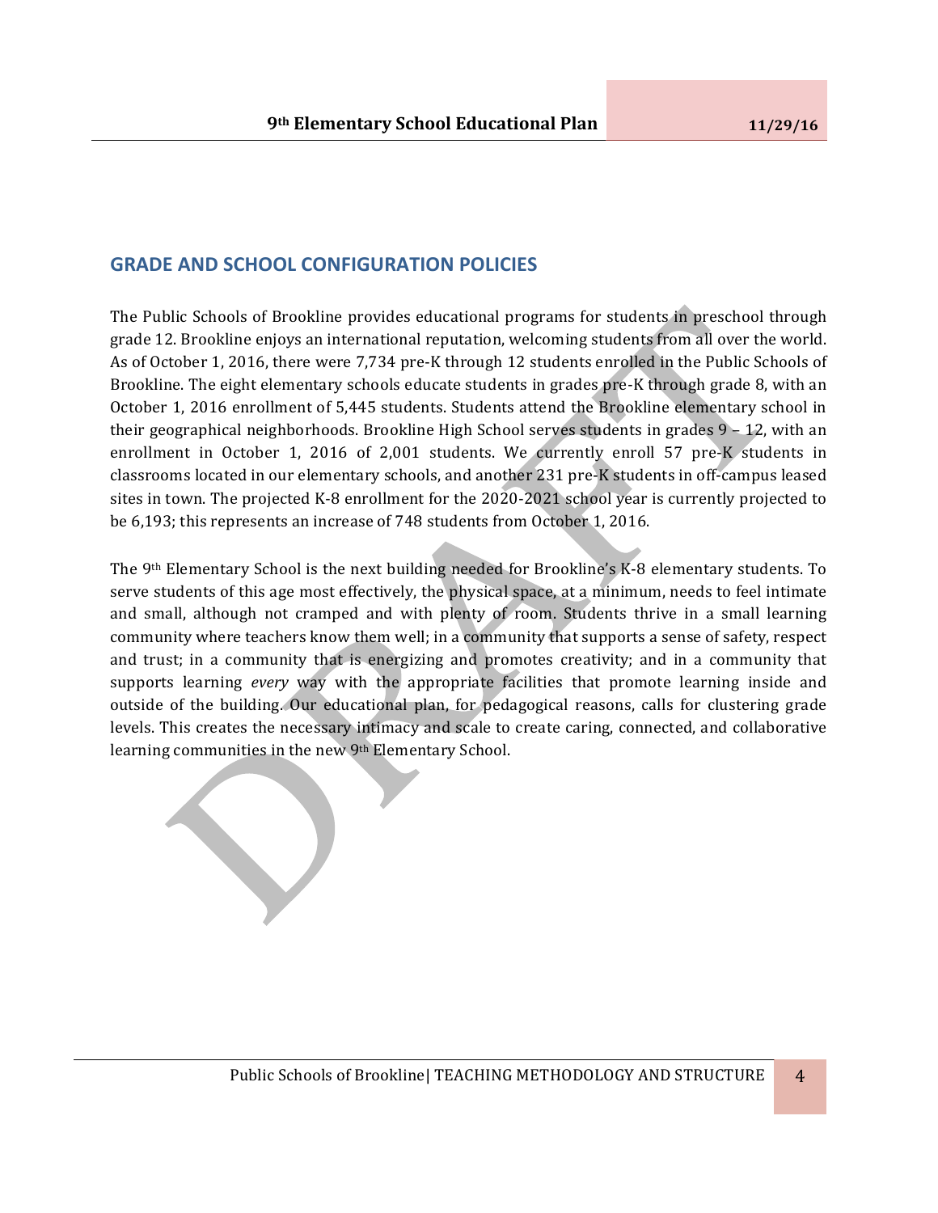## GRADE AND SCHOOL CONFIGURATION POLICIES

The Public Schools of Brookline provides educational programs for students in preschool through grade 12. Brookline enjoys an international reputation, welcoming students from all over the world. As of October 1, 2016, there were 7,734 pre-K through 12 students enrolled in the Public Schools of Brookline. The eight elementary schools educate students in grades pre-K through grade 8, with an October 1, 2016 enrollment of 5,445 students. Students attend the Brookline elementary school in their geographical neighborhoods. Brookline High School serves students in grades 9 – 12, with an enrollment in October 1, 2016 of 2,001 students. We currently enroll 57 pre-K students in classrooms located in our elementary schools, and another 231 pre-K students in off-campus leased sites in town. The projected K-8 enrollment for the 2020-2021 school year is currently projected to be 6,193; this represents an increase of 748 students from October 1, 2016.

The 9th Elementary School is the next building needed for Brookline's K-8 elementary students. To serve students of this age most effectively, the physical space, at a minimum, needs to feel intimate and small, although not cramped and with plenty of room. Students thrive in a small learning community where teachers know them well; in a community that supports a sense of safety, respect and trust; in a community that is energizing and promotes creativity; and in a community that supports learning *every* way with the appropriate facilities that promote learning inside and outside of the building. Our educational plan, for pedagogical reasons, calls for clustering grade levels. This creates the necessary intimacy and scale to create caring, connected, and collaborative learning communities in the new 9th Elementary School.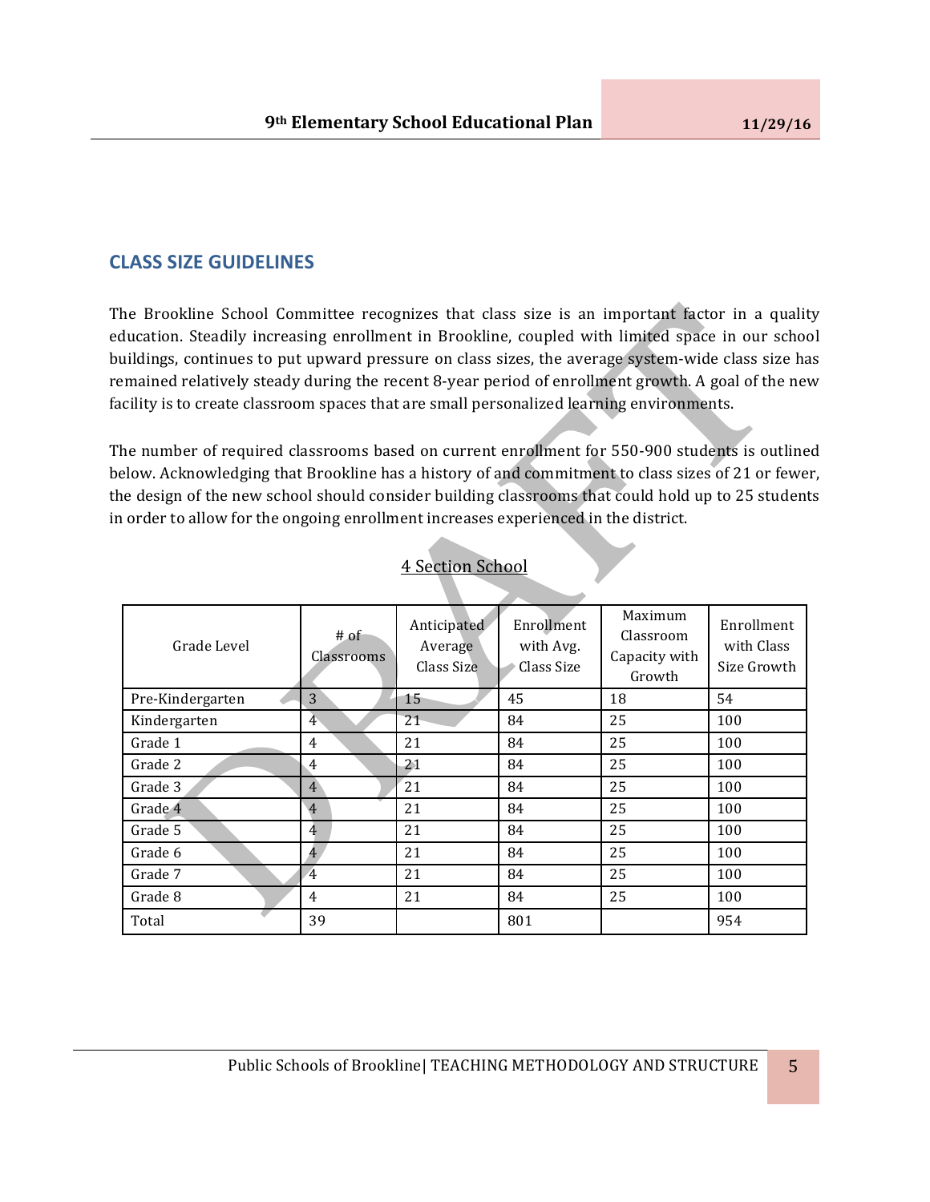## CLASS SIZE GUIDELINES

The Brookline School Committee recognizes that class size is an important factor in a quality education. Steadily increasing enrollment in Brookline, coupled with limited space in our school buildings, continues to put upward pressure on class sizes, the average system-wide class size has remained relatively steady during the recent 8-year period of enrollment growth. A goal of the new facility is to create classroom spaces that are small personalized learning environments.

The number of required classrooms based on current enrollment for 550-900 students is outlined below. Acknowledging that Brookline has a history of and commitment to class sizes of 21 or fewer, the design of the new school should consider building classrooms that could hold up to 25 students in order to allow for the ongoing enrollment increases experienced in the district.

4 Section School

| Grade Level | # of Classrooms | Anticipated Average Class Size | Enrollment with Avg. Class Size | Maximum Classroom Capacity with Growth | Enrollment with Class Size Growth |
|---|---|---|---|---|---|
| Pre-Kindergarten | 3 | 15 | 45 | 18 | 54 |
| Kindergarten | 4 | 21 | 84 | 25 | 100 |
| Grade 1 | 4 | 21 | 84 | 25 | 100 |
| Grade 2 | 4 | 21 | 84 | 25 | 100 |
| Grade 3 | 4 | 21 | 84 | 25 | 100 |
| Grade 4 | 4 | 21 | 84 | 25 | 100 |
| Grade 5 | 4 | 21 | 84 | 25 | 100 |
| Grade 6 | 4 | 21 | 84 | 25 | 100 |
| Grade 7 | 4 | 21 | 84 | 25 | 100 |
| Grade 8 | 4 | 21 | 84 | 25 | 100 |
| Total | 39 | | 801 | | 954 |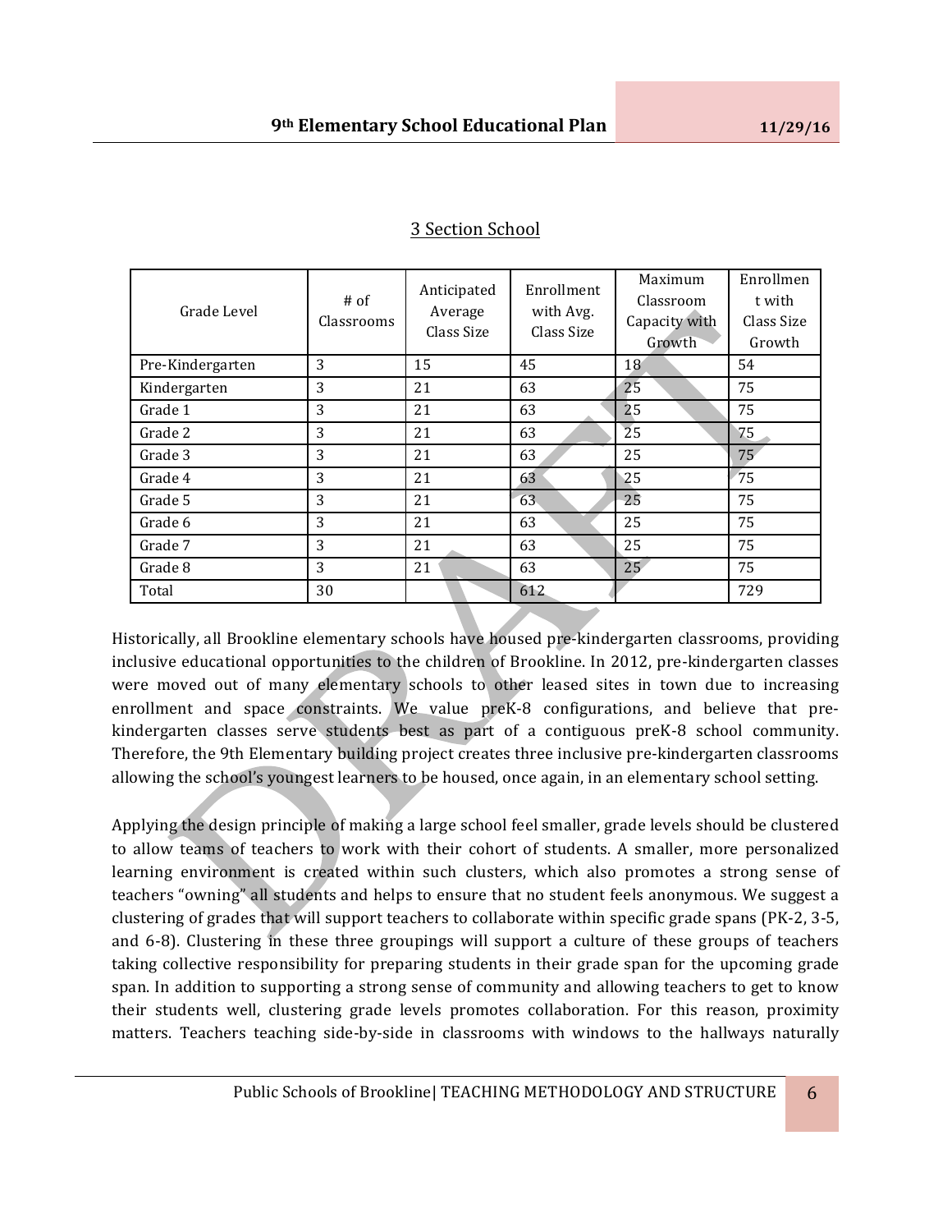## 3 Section School

| Grade Level | # of Classrooms | Anticipated Average Class Size | Enrollment with Avg. Class Size | Maximum Classroom Capacity with Growth | Enrollment with Class Size Growth |
|---|---|---|---|---|---|
| Pre-Kindergarten | 3 | 15 | 45 | 18 | 54 |
| Kindergarten | 3 | 21 | 63 | 25 | 75 |
| Grade 1 | 3 | 21 | 63 | 25 | 75 |
| Grade 2 | 3 | 21 | 63 | 25 | 75 |
| Grade 3 | 3 | 21 | 63 | 25 | 75 |
| Grade 4 | 3 | 21 | 63 | 25 | 75 |
| Grade 5 | 3 | 21 | 63 | 25 | 75 |
| Grade 6 | 3 | 21 | 63 | 25 | 75 |
| Grade 7 | 3 | 21 | 63 | 25 | 75 |
| Grade 8 | 3 | 21 | 63 | 25 | 75 |
| Total | 30 | | 612 | | 729 |

Historically, all Brookline elementary schools have housed pre-kindergarten classrooms, providing inclusive educational opportunities to the children of Brookline. In 2012, pre-kindergarten classes were moved out of many elementary schools to other leased sites in town due to increasing enrollment and space constraints. We value preK-8 configurations, and believe that pre-kindergarten classes serve students best as part of a contiguous preK-8 school community. Therefore, the 9th Elementary building project creates three inclusive pre-kindergarten classrooms allowing the school's youngest learners to be housed, once again, in an elementary school setting.

Applying the design principle of making a large school feel smaller, grade levels should be clustered to allow teams of teachers to work with their cohort of students. A smaller, more personalized learning environment is created within such clusters, which also promotes a strong sense of teachers "owning" all students and helps to ensure that no student feels anonymous. We suggest a clustering of grades that will support teachers to collaborate within specific grade spans (PK-2, 3-5, and 6-8). Clustering in these three groupings will support a culture of these groups of teachers taking collective responsibility for preparing students in their grade span for the upcoming grade span. In addition to supporting a strong sense of community and allowing teachers to get to know their students well, clustering grade levels promotes collaboration. For this reason, proximity matters. Teachers teaching side-by-side in classrooms with windows to the hallways naturally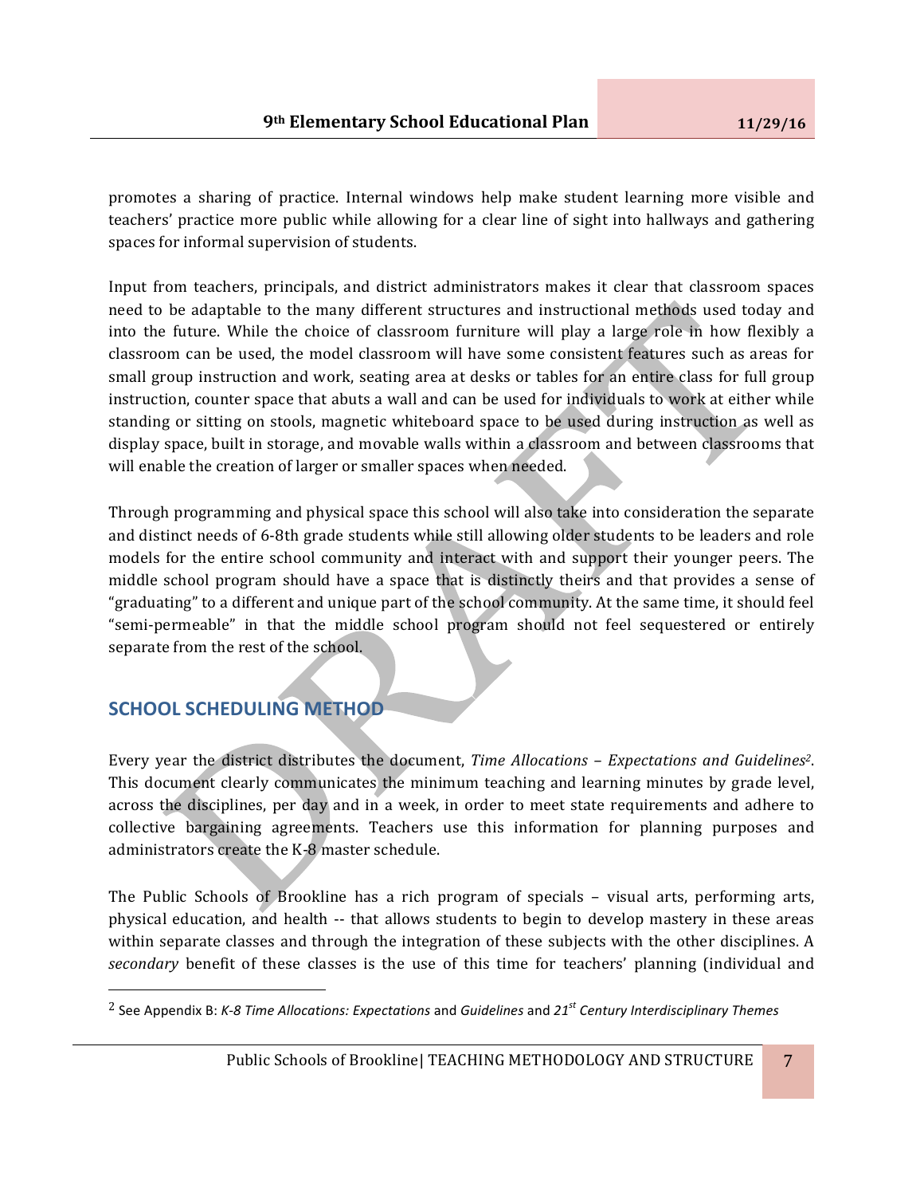promotes a sharing of practice. Internal windows help make student learning more visible and teachers' practice more public while allowing for a clear line of sight into hallways and gathering spaces for informal supervision of students.

Input from teachers, principals, and district administrators makes it clear that classroom spaces need to be adaptable to the many different structures and instructional methods used today and into the future. While the choice of classroom furniture will play a large role in how flexibly a classroom can be used, the model classroom will have some consistent features such as areas for small group instruction and work, seating area at desks or tables for an entire class for full group instruction, counter space that abuts a wall and can be used for individuals to work at either while standing or sitting on stools, magnetic whiteboard space to be used during instruction as well as display space, built in storage, and movable walls within a classroom and between classrooms that will enable the creation of larger or smaller spaces when needed.

Through programming and physical space this school will also take into consideration the separate and distinct needs of 6-8th grade students while still allowing older students to be leaders and role models for the entire school community and interact with and support their younger peers. The middle school program should have a space that is distinctly theirs and that provides a sense of "graduating" to a different and unique part of the school community. At the same time, it should feel "semi-permeable" in that the middle school program should not feel sequestered or entirely separate from the rest of the school.

## SCHOOL SCHEDULING METHOD

Every year the district distributes the document, *Time Allocations – Expectations and Guidelines*[2]. This document clearly communicates the minimum teaching and learning minutes by grade level, across the disciplines, per day and in a week, in order to meet state requirements and adhere to collective bargaining agreements. Teachers use this information for planning purposes and administrators create the K-8 master schedule.

The Public Schools of Brookline has a rich program of specials – visual arts, performing arts, physical education, and health -- that allows students to begin to develop mastery in these areas within separate classes and through the integration of these subjects with the other disciplines. A *secondary* benefit of these classes is the use of this time for teachers' planning (individual and

[2] See Appendix B: *K-8 Time Allocations: Expectations* and *Guidelines* and *21st Century Interdisciplinary Themes*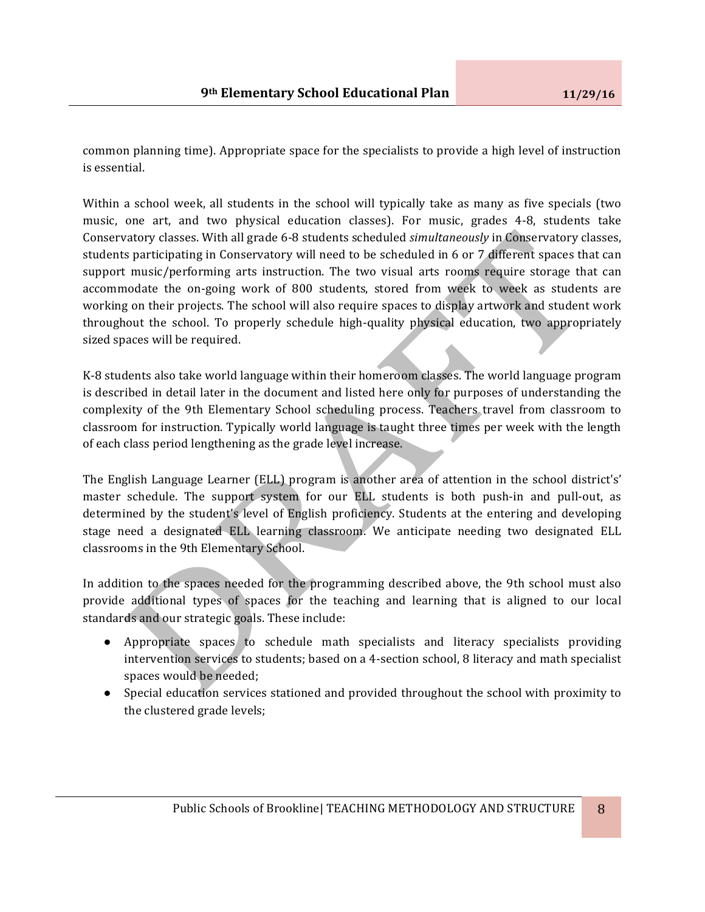common planning time). Appropriate space for the specialists to provide a high level of instruction is essential.

Within a school week, all students in the school will typically take as many as five specials (two music, one art, and two physical education classes). For music, grades 4-8, students take Conservatory classes. With all grade 6-8 students scheduled *simultaneously* in Conservatory classes, students participating in Conservatory will need to be scheduled in 6 or 7 different spaces that can support music/performing arts instruction. The two visual arts rooms require storage that can accommodate the on-going work of 800 students, stored from week to week as students are working on their projects. The school will also require spaces to display artwork and student work throughout the school. To properly schedule high-quality physical education, two appropriately sized spaces will be required.

K-8 students also take world language within their homeroom classes. The world language program is described in detail later in the document and listed here only for purposes of understanding the complexity of the 9th Elementary School scheduling process. Teachers travel from classroom to classroom for instruction. Typically world language is taught three times per week with the length of each class period lengthening as the grade level increase.

The English Language Learner (ELL) program is another area of attention in the school district's' master schedule. The support system for our ELL students is both push-in and pull-out, as determined by the student's level of English proficiency. Students at the entering and developing stage need a designated ELL learning classroom. We anticipate needing two designated ELL classrooms in the 9th Elementary School.

In addition to the spaces needed for the programming described above, the 9th school must also provide additional types of spaces for the teaching and learning that is aligned to our local standards and our strategic goals. These include:

- Appropriate spaces to schedule math specialists and literacy specialists providing intervention services to students; based on a 4-section school, 8 literacy and math specialist spaces would be needed;
- Special education services stationed and provided throughout the school with proximity to the clustered grade levels;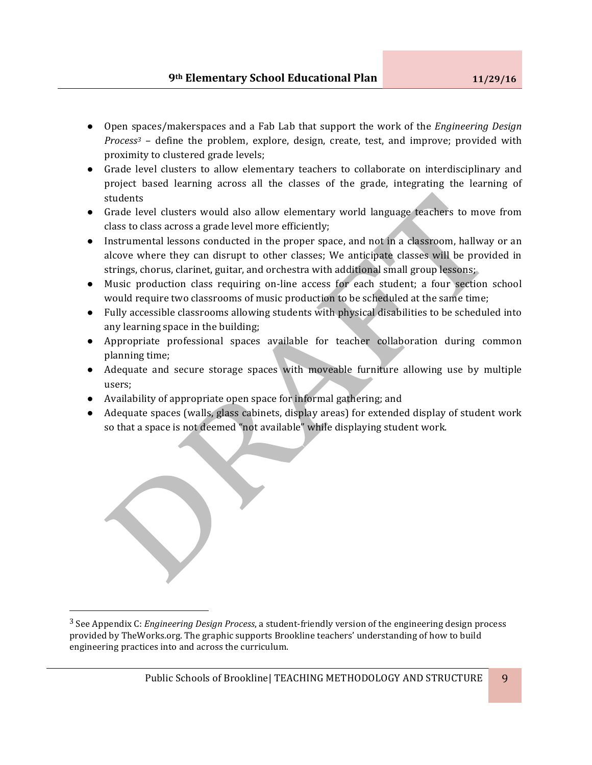- Open spaces/makerspaces and a Fab Lab that support the work of the *Engineering Design Process*[3] – define the problem, explore, design, create, test, and improve; provided with proximity to clustered grade levels;
- Grade level clusters to allow elementary teachers to collaborate on interdisciplinary and project based learning across all the classes of the grade, integrating the learning of students
- Grade level clusters would also allow elementary world language teachers to move from class to class across a grade level more efficiently;
- Instrumental lessons conducted in the proper space, and not in a classroom, hallway or an alcove where they can disrupt to other classes; We anticipate classes will be provided in strings, chorus, clarinet, guitar, and orchestra with additional small group lessons;
- Music production class requiring on-line access for each student; a four section school would require two classrooms of music production to be scheduled at the same time;
- Fully accessible classrooms allowing students with physical disabilities to be scheduled into any learning space in the building;
- Appropriate professional spaces available for teacher collaboration during common planning time;
- Adequate and secure storage spaces with moveable furniture allowing use by multiple users;
- Availability of appropriate open space for informal gathering; and
- Adequate spaces (walls, glass cabinets, display areas) for extended display of student work so that a space is not deemed "not available" while displaying student work.

---

[3] See Appendix C: *Engineering Design Process*, a student-friendly version of the engineering design process provided by TheWorks.org. The graphic supports Brookline teachers' understanding of how to build engineering practices into and across the curriculum.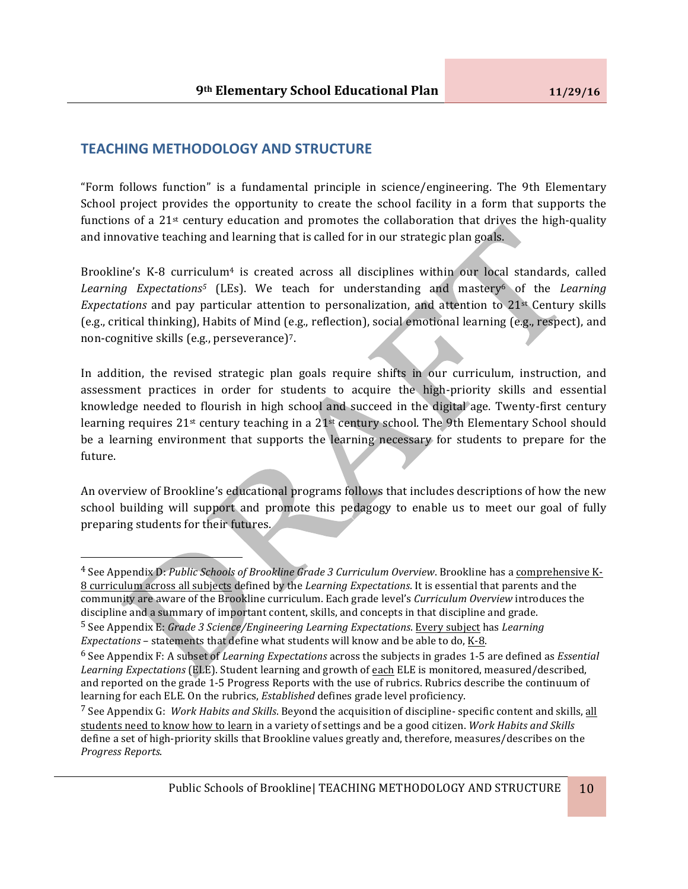## TEACHING METHODOLOGY AND STRUCTURE

"Form follows function" is a fundamental principle in science/engineering. The 9th Elementary School project provides the opportunity to create the school facility in a form that supports the functions of a 21st century education and promotes the collaboration that drives the high-quality and innovative teaching and learning that is called for in our strategic plan goals.

Brookline's K-8 curriculum[4] is created across all disciplines within our local standards, called *Learning Expectations*[5] (LEs). We teach for understanding and mastery[6] of the *Learning Expectations* and pay particular attention to personalization, and attention to 21st Century skills (e.g., critical thinking), Habits of Mind (e.g., reflection), social emotional learning (e.g., respect), and non-cognitive skills (e.g., perseverance)[7].

In addition, the revised strategic plan goals require shifts in our curriculum, instruction, and assessment practices in order for students to acquire the high-priority skills and essential knowledge needed to flourish in high school and succeed in the digital age. Twenty-first century learning requires 21st century teaching in a 21st century school. The 9th Elementary School should be a learning environment that supports the learning necessary for students to prepare for the future.

An overview of Brookline's educational programs follows that includes descriptions of how the new school building will support and promote this pedagogy to enable us to meet our goal of fully preparing students for their futures.

---

[4] See Appendix D: *Public Schools of Brookline Grade 3 Curriculum Overview*. Brookline has a comprehensive K-8 curriculum across all subjects defined by the *Learning Expectations*. It is essential that parents and the community are aware of the Brookline curriculum. Each grade level's *Curriculum Overview* introduces the discipline and a summary of important content, skills, and concepts in that discipline and grade.

[5] See Appendix E: *Grade 3 Science/Engineering Learning Expectations*. Every subject has *Learning Expectations* – statements that define what students will know and be able to do, K-8.

[6] See Appendix F: A subset of *Learning Expectations* across the subjects in grades 1-5 are defined as *Essential Learning Expectations* (ELE). Student learning and growth of each ELE is monitored, measured/described, and reported on the grade 1-5 Progress Reports with the use of rubrics. Rubrics describe the continuum of learning for each ELE. On the rubrics, *Established* defines grade level proficiency.

[7] See Appendix G: *Work Habits and Skills*. Beyond the acquisition of discipline- specific content and skills, all students need to know how to learn in a variety of settings and be a good citizen. *Work Habits and Skills* define a set of high-priority skills that Brookline values greatly and, therefore, measures/describes on the *Progress Reports*.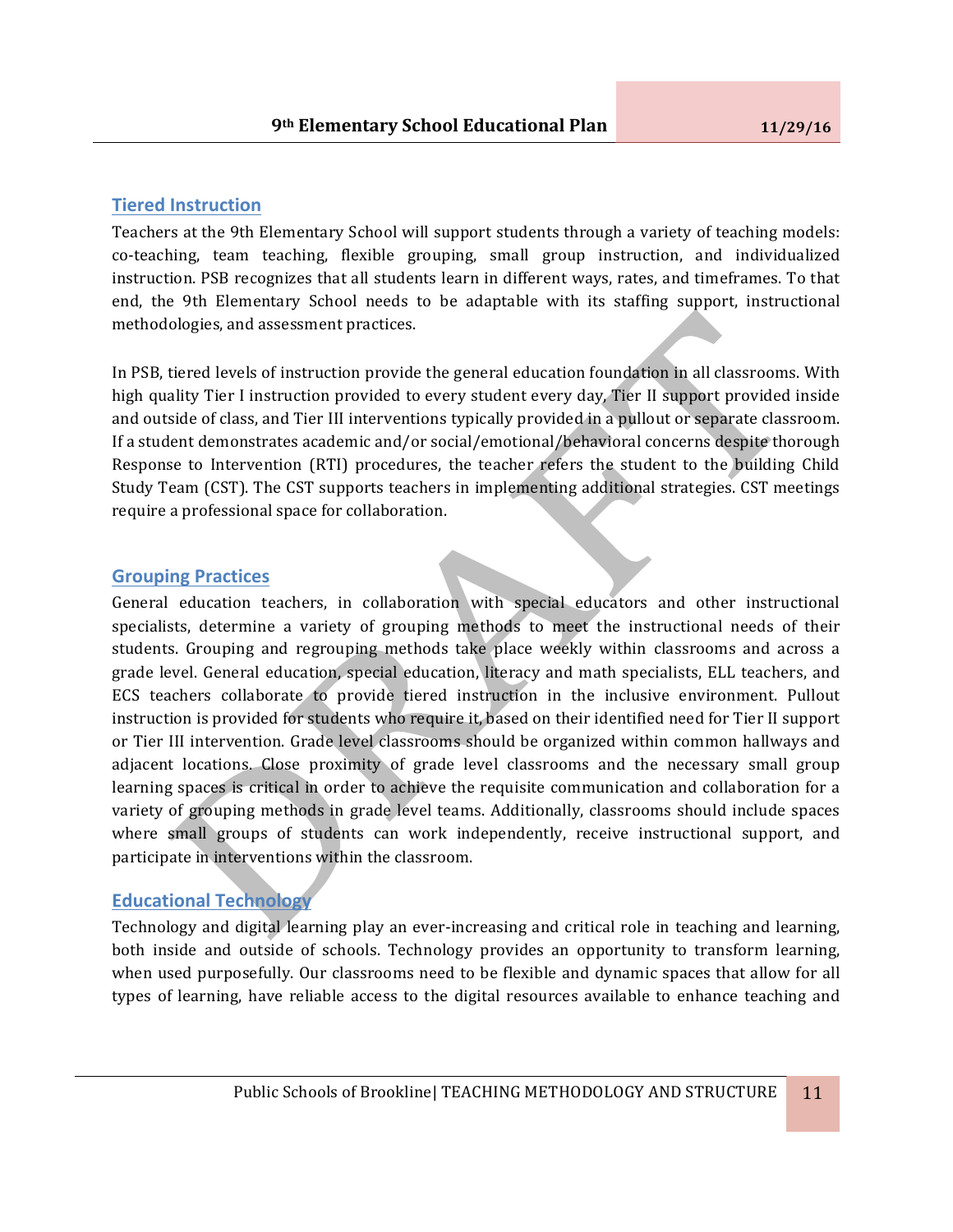## Tiered Instruction

Teachers at the 9th Elementary School will support students through a variety of teaching models: co-teaching, team teaching, flexible grouping, small group instruction, and individualized instruction. PSB recognizes that all students learn in different ways, rates, and timeframes. To that end, the 9th Elementary School needs to be adaptable with its staffing support, instructional methodologies, and assessment practices.

In PSB, tiered levels of instruction provide the general education foundation in all classrooms. With high quality Tier I instruction provided to every student every day, Tier II support provided inside and outside of class, and Tier III interventions typically provided in a pullout or separate classroom. If a student demonstrates academic and/or social/emotional/behavioral concerns despite thorough Response to Intervention (RTI) procedures, the teacher refers the student to the building Child Study Team (CST). The CST supports teachers in implementing additional strategies. CST meetings require a professional space for collaboration.

## Grouping Practices

General education teachers, in collaboration with special educators and other instructional specialists, determine a variety of grouping methods to meet the instructional needs of their students. Grouping and regrouping methods take place weekly within classrooms and across a grade level. General education, special education, literacy and math specialists, ELL teachers, and ECS teachers collaborate to provide tiered instruction in the inclusive environment. Pullout instruction is provided for students who require it, based on their identified need for Tier II support or Tier III intervention. Grade level classrooms should be organized within common hallways and adjacent locations. Close proximity of grade level classrooms and the necessary small group learning spaces is critical in order to achieve the requisite communication and collaboration for a variety of grouping methods in grade level teams. Additionally, classrooms should include spaces where small groups of students can work independently, receive instructional support, and participate in interventions within the classroom.

## Educational Technology

Technology and digital learning play an ever-increasing and critical role in teaching and learning, both inside and outside of schools. Technology provides an opportunity to transform learning, when used purposefully. Our classrooms need to be flexible and dynamic spaces that allow for all types of learning, have reliable access to the digital resources available to enhance teaching and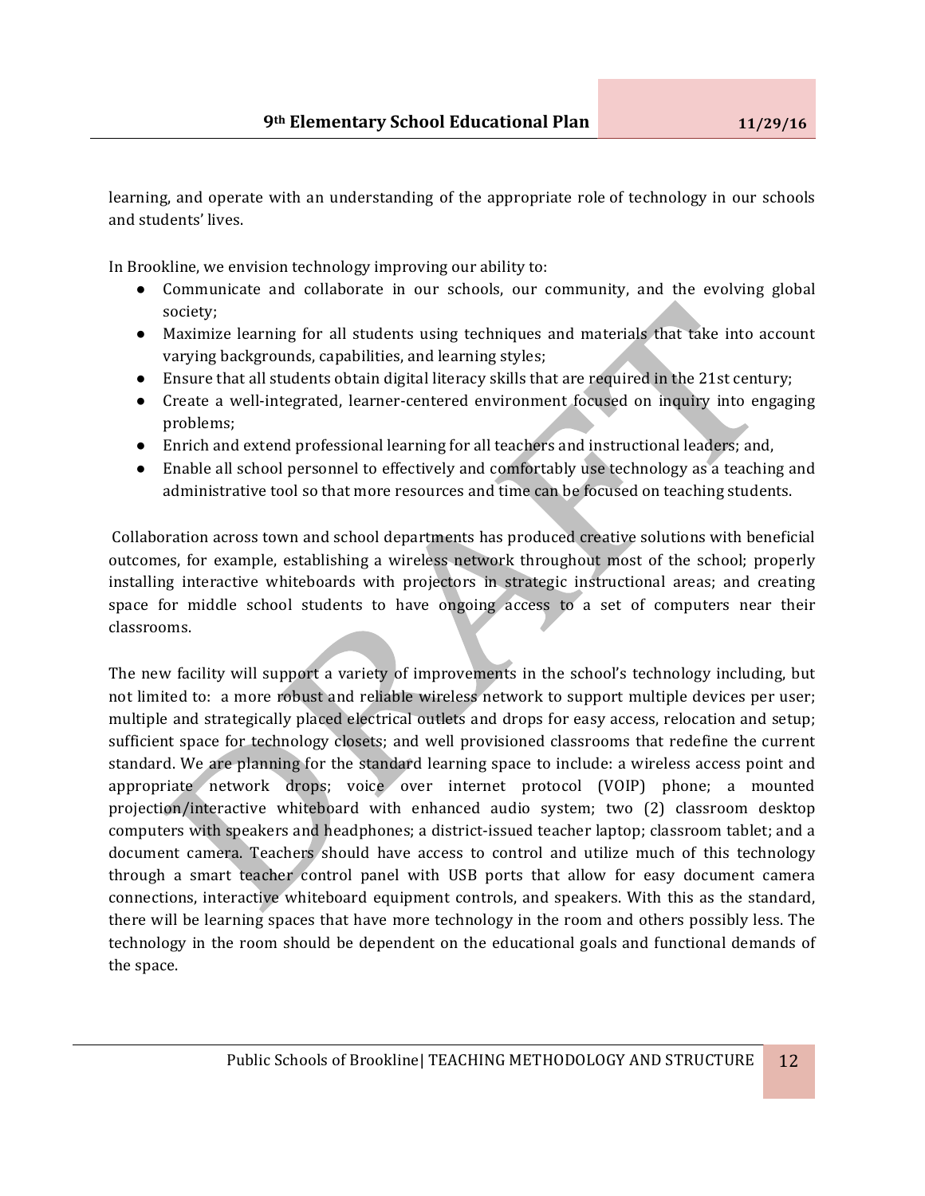learning, and operate with an understanding of the appropriate role of technology in our schools and students' lives.

In Brookline, we envision technology improving our ability to:

- Communicate and collaborate in our schools, our community, and the evolving global society;
- Maximize learning for all students using techniques and materials that take into account varying backgrounds, capabilities, and learning styles;
- Ensure that all students obtain digital literacy skills that are required in the 21st century;
- Create a well-integrated, learner-centered environment focused on inquiry into engaging problems;
- Enrich and extend professional learning for all teachers and instructional leaders; and,
- Enable all school personnel to effectively and comfortably use technology as a teaching and administrative tool so that more resources and time can be focused on teaching students.

Collaboration across town and school departments has produced creative solutions with beneficial outcomes, for example, establishing a wireless network throughout most of the school; properly installing interactive whiteboards with projectors in strategic instructional areas; and creating space for middle school students to have ongoing access to a set of computers near their classrooms.

The new facility will support a variety of improvements in the school's technology including, but not limited to: a more robust and reliable wireless network to support multiple devices per user; multiple and strategically placed electrical outlets and drops for easy access, relocation and setup; sufficient space for technology closets; and well provisioned classrooms that redefine the current standard. We are planning for the standard learning space to include: a wireless access point and appropriate network drops; voice over internet protocol (VOIP) phone; a mounted projection/interactive whiteboard with enhanced audio system; two (2) classroom desktop computers with speakers and headphones; a district-issued teacher laptop; classroom tablet; and a document camera. Teachers should have access to control and utilize much of this technology through a smart teacher control panel with USB ports that allow for easy document camera connections, interactive whiteboard equipment controls, and speakers. With this as the standard, there will be learning spaces that have more technology in the room and others possibly less. The technology in the room should be dependent on the educational goals and functional demands of the space.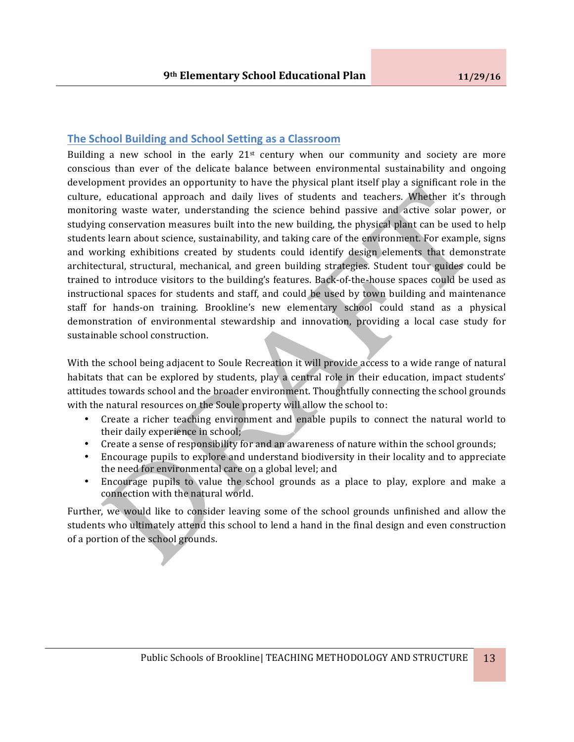## The School Building and School Setting as a Classroom

Building a new school in the early 21st century when our community and society are more conscious than ever of the delicate balance between environmental sustainability and ongoing development provides an opportunity to have the physical plant itself play a significant role in the culture, educational approach and daily lives of students and teachers. Whether it's through monitoring waste water, understanding the science behind passive and active solar power, or studying conservation measures built into the new building, the physical plant can be used to help students learn about science, sustainability, and taking care of the environment. For example, signs and working exhibitions created by students could identify design elements that demonstrate architectural, structural, mechanical, and green building strategies. Student tour guides could be trained to introduce visitors to the building's features. Back-of-the-house spaces could be used as instructional spaces for students and staff, and could be used by town building and maintenance staff for hands-on training. Brookline's new elementary school could stand as a physical demonstration of environmental stewardship and innovation, providing a local case study for sustainable school construction.

With the school being adjacent to Soule Recreation it will provide access to a wide range of natural habitats that can be explored by students, play a central role in their education, impact students' attitudes towards school and the broader environment. Thoughtfully connecting the school grounds with the natural resources on the Soule property will allow the school to:

- Create a richer teaching environment and enable pupils to connect the natural world to their daily experience in school;
- Create a sense of responsibility for and an awareness of nature within the school grounds;
- Encourage pupils to explore and understand biodiversity in their locality and to appreciate the need for environmental care on a global level; and
- Encourage pupils to value the school grounds as a place to play, explore and make a connection with the natural world.

Further, we would like to consider leaving some of the school grounds unfinished and allow the students who ultimately attend this school to lend a hand in the final design and even construction of a portion of the school grounds.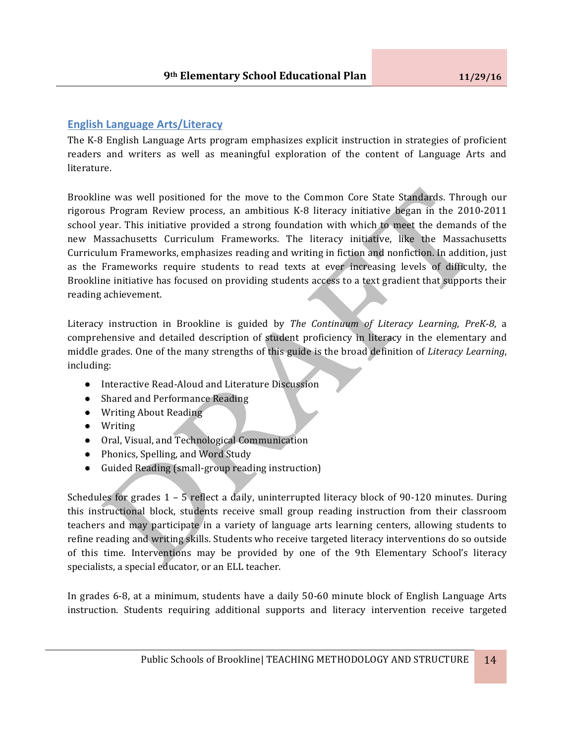## English Language Arts/Literacy

The K-8 English Language Arts program emphasizes explicit instruction in strategies of proficient readers and writers as well as meaningful exploration of the content of Language Arts and literature.

Brookline was well positioned for the move to the Common Core State Standards. Through our rigorous Program Review process, an ambitious K-8 literacy initiative began in the 2010-2011 school year. This initiative provided a strong foundation with which to meet the demands of the new Massachusetts Curriculum Frameworks. The literacy initiative, like the Massachusetts Curriculum Frameworks, emphasizes reading and writing in fiction and nonfiction. In addition, just as the Frameworks require students to read texts at ever increasing levels of difficulty, the Brookline initiative has focused on providing students access to a text gradient that supports their reading achievement.

Literacy instruction in Brookline is guided by *The Continuum of Literacy Learning, PreK-8*, a comprehensive and detailed description of student proficiency in literacy in the elementary and middle grades. One of the many strengths of this guide is the broad definition of *Literacy Learning*, including:

- Interactive Read-Aloud and Literature Discussion
- Shared and Performance Reading
- Writing About Reading
- Writing
- Oral, Visual, and Technological Communication
- Phonics, Spelling, and Word Study
- Guided Reading (small-group reading instruction)

Schedules for grades 1 – 5 reflect a daily, uninterrupted literacy block of 90-120 minutes. During this instructional block, students receive small group reading instruction from their classroom teachers and may participate in a variety of language arts learning centers, allowing students to refine reading and writing skills. Students who receive targeted literacy interventions do so outside of this time. Interventions may be provided by one of the 9th Elementary School's literacy specialists, a special educator, or an ELL teacher.

In grades 6-8, at a minimum, students have a daily 50-60 minute block of English Language Arts instruction. Students requiring additional supports and literacy intervention receive targeted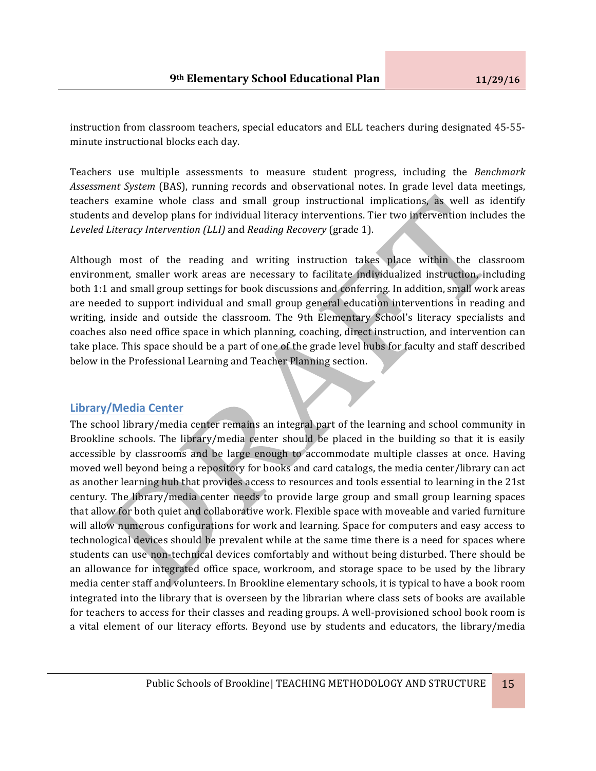instruction from classroom teachers, special educators and ELL teachers during designated 45-55-minute instructional blocks each day.

Teachers use multiple assessments to measure student progress, including the *Benchmark Assessment System* (BAS), running records and observational notes. In grade level data meetings, teachers examine whole class and small group instructional implications, as well as identify students and develop plans for individual literacy interventions. Tier two intervention includes the *Leveled Literacy Intervention (LLI)* and *Reading Recovery* (grade 1).

Although most of the reading and writing instruction takes place within the classroom environment, smaller work areas are necessary to facilitate individualized instruction, including both 1:1 and small group settings for book discussions and conferring. In addition, small work areas are needed to support individual and small group general education interventions in reading and writing, inside and outside the classroom. The 9th Elementary School's literacy specialists and coaches also need office space in which planning, coaching, direct instruction, and intervention can take place. This space should be a part of one of the grade level hubs for faculty and staff described below in the Professional Learning and Teacher Planning section.

## Library/Media Center

The school library/media center remains an integral part of the learning and school community in Brookline schools. The library/media center should be placed in the building so that it is easily accessible by classrooms and be large enough to accommodate multiple classes at once. Having moved well beyond being a repository for books and card catalogs, the media center/library can act as another learning hub that provides access to resources and tools essential to learning in the 21st century. The library/media center needs to provide large group and small group learning spaces that allow for both quiet and collaborative work. Flexible space with moveable and varied furniture will allow numerous configurations for work and learning. Space for computers and easy access to technological devices should be prevalent while at the same time there is a need for spaces where students can use non-technical devices comfortably and without being disturbed. There should be an allowance for integrated office space, workroom, and storage space to be used by the library media center staff and volunteers. In Brookline elementary schools, it is typical to have a book room integrated into the library that is overseen by the librarian where class sets of books are available for teachers to access for their classes and reading groups. A well-provisioned school book room is a vital element of our literacy efforts. Beyond use by students and educators, the library/media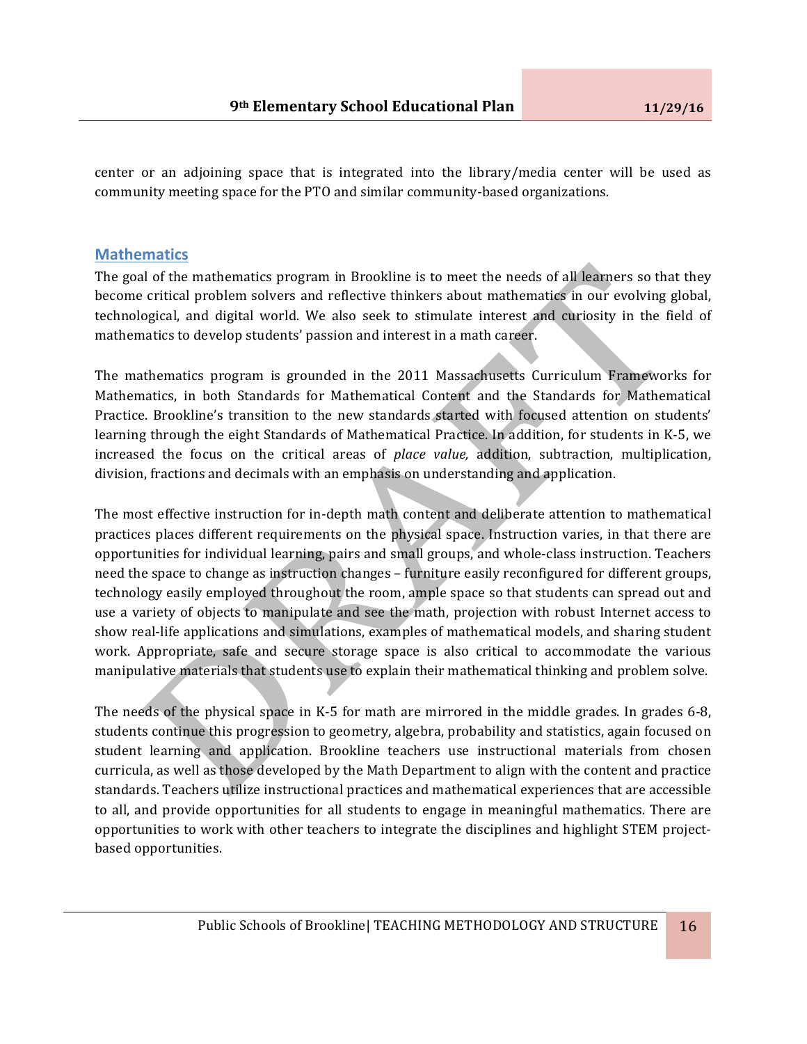center or an adjoining space that is integrated into the library/media center will be used as community meeting space for the PTO and similar community-based organizations.

## Mathematics

The goal of the mathematics program in Brookline is to meet the needs of all learners so that they become critical problem solvers and reflective thinkers about mathematics in our evolving global, technological, and digital world. We also seek to stimulate interest and curiosity in the field of mathematics to develop students' passion and interest in a math career.

The mathematics program is grounded in the 2011 Massachusetts Curriculum Frameworks for Mathematics, in both Standards for Mathematical Content and the Standards for Mathematical Practice. Brookline's transition to the new standards started with focused attention on students' learning through the eight Standards of Mathematical Practice. In addition, for students in K-5, we increased the focus on the critical areas of *place value,* addition, subtraction, multiplication, division, fractions and decimals with an emphasis on understanding and application.

The most effective instruction for in-depth math content and deliberate attention to mathematical practices places different requirements on the physical space. Instruction varies, in that there are opportunities for individual learning, pairs and small groups, and whole-class instruction. Teachers need the space to change as instruction changes – furniture easily reconfigured for different groups, technology easily employed throughout the room, ample space so that students can spread out and use a variety of objects to manipulate and see the math, projection with robust Internet access to show real-life applications and simulations, examples of mathematical models, and sharing student work. Appropriate, safe and secure storage space is also critical to accommodate the various manipulative materials that students use to explain their mathematical thinking and problem solve.

The needs of the physical space in K-5 for math are mirrored in the middle grades. In grades 6-8, students continue this progression to geometry, algebra, probability and statistics, again focused on student learning and application. Brookline teachers use instructional materials from chosen curricula, as well as those developed by the Math Department to align with the content and practice standards. Teachers utilize instructional practices and mathematical experiences that are accessible to all, and provide opportunities for all students to engage in meaningful mathematics. There are opportunities to work with other teachers to integrate the disciplines and highlight STEM project-based opportunities.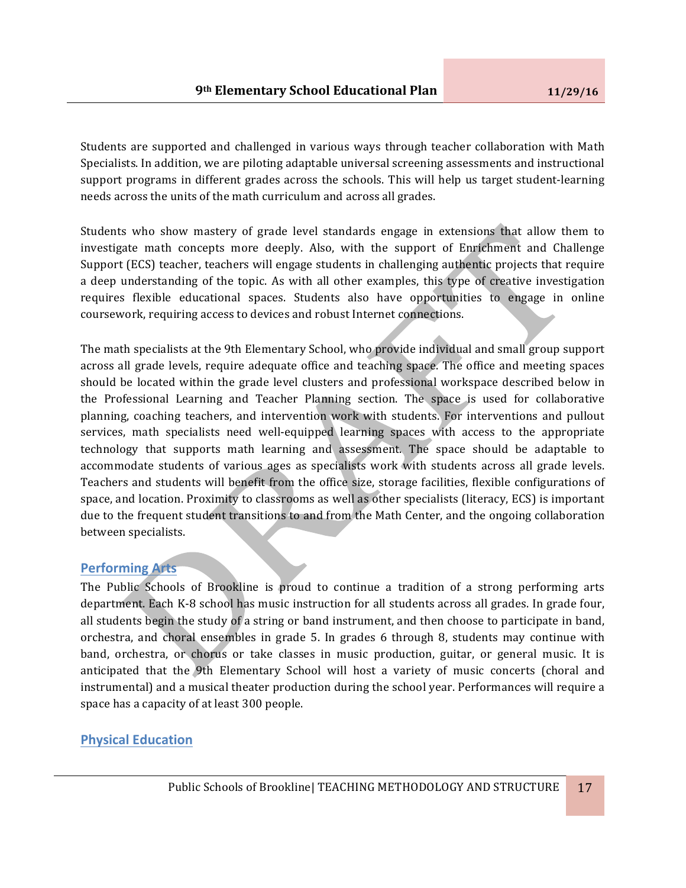Students are supported and challenged in various ways through teacher collaboration with Math Specialists. In addition, we are piloting adaptable universal screening assessments and instructional support programs in different grades across the schools. This will help us target student-learning needs across the units of the math curriculum and across all grades.

Students who show mastery of grade level standards engage in extensions that allow them to investigate math concepts more deeply. Also, with the support of Enrichment and Challenge Support (ECS) teacher, teachers will engage students in challenging authentic projects that require a deep understanding of the topic. As with all other examples, this type of creative investigation requires flexible educational spaces. Students also have opportunities to engage in online coursework, requiring access to devices and robust Internet connections.

The math specialists at the 9th Elementary School, who provide individual and small group support across all grade levels, require adequate office and teaching space. The office and meeting spaces should be located within the grade level clusters and professional workspace described below in the Professional Learning and Teacher Planning section. The space is used for collaborative planning, coaching teachers, and intervention work with students. For interventions and pullout services, math specialists need well-equipped learning spaces with access to the appropriate technology that supports math learning and assessment. The space should be adaptable to accommodate students of various ages as specialists work with students across all grade levels. Teachers and students will benefit from the office size, storage facilities, flexible configurations of space, and location. Proximity to classrooms as well as other specialists (literacy, ECS) is important due to the frequent student transitions to and from the Math Center, and the ongoing collaboration between specialists.

## Performing Arts

The Public Schools of Brookline is proud to continue a tradition of a strong performing arts department. Each K-8 school has music instruction for all students across all grades. In grade four, all students begin the study of a string or band instrument, and then choose to participate in band, orchestra, and choral ensembles in grade 5. In grades 6 through 8, students may continue with band, orchestra, or chorus or take classes in music production, guitar, or general music. It is anticipated that the 9th Elementary School will host a variety of music concerts (choral and instrumental) and a musical theater production during the school year. Performances will require a space has a capacity of at least 300 people.

## Physical Education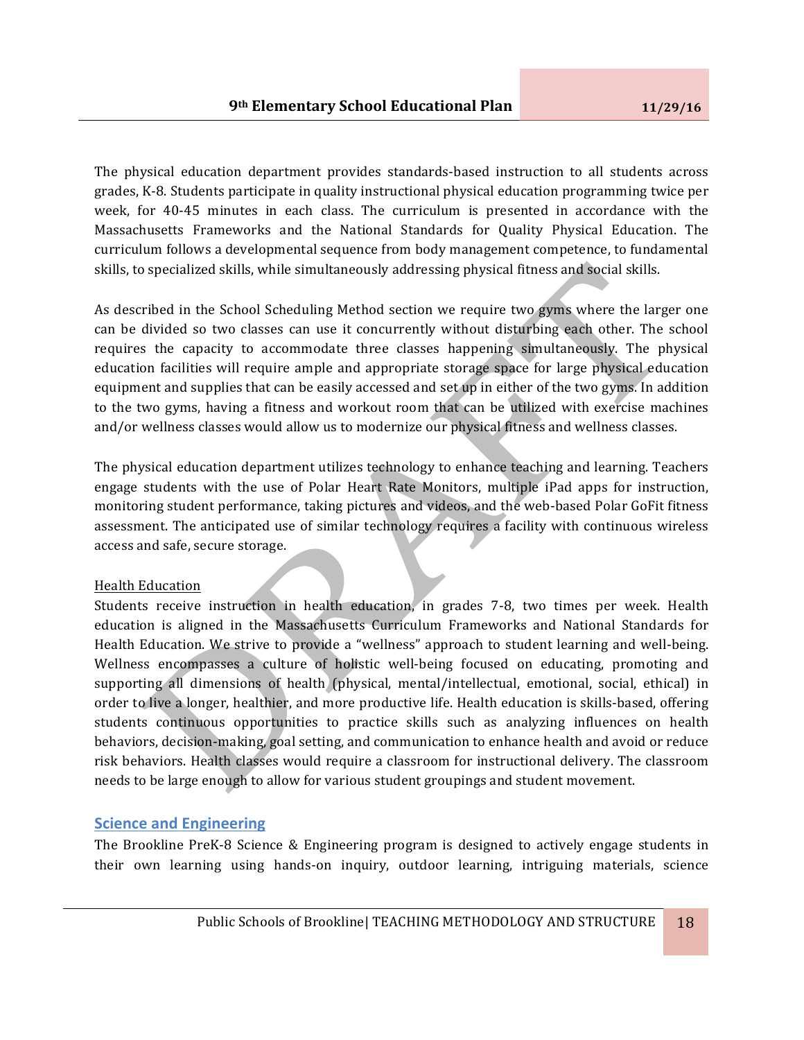The physical education department provides standards-based instruction to all students across grades, K-8. Students participate in quality instructional physical education programming twice per week, for 40-45 minutes in each class. The curriculum is presented in accordance with the Massachusetts Frameworks and the National Standards for Quality Physical Education. The curriculum follows a developmental sequence from body management competence, to fundamental skills, to specialized skills, while simultaneously addressing physical fitness and social skills.

As described in the School Scheduling Method section we require two gyms where the larger one can be divided so two classes can use it concurrently without disturbing each other. The school requires the capacity to accommodate three classes happening simultaneously. The physical education facilities will require ample and appropriate storage space for large physical education equipment and supplies that can be easily accessed and set up in either of the two gyms. In addition to the two gyms, having a fitness and workout room that can be utilized with exercise machines and/or wellness classes would allow us to modernize our physical fitness and wellness classes.

The physical education department utilizes technology to enhance teaching and learning. Teachers engage students with the use of Polar Heart Rate Monitors, multiple iPad apps for instruction, monitoring student performance, taking pictures and videos, and the web-based Polar GoFit fitness assessment. The anticipated use of similar technology requires a facility with continuous wireless access and safe, secure storage.

Health Education

Students receive instruction in health education, in grades 7-8, two times per week. Health education is aligned in the Massachusetts Curriculum Frameworks and National Standards for Health Education. We strive to provide a "wellness" approach to student learning and well-being. Wellness encompasses a culture of holistic well-being focused on educating, promoting and supporting all dimensions of health (physical, mental/intellectual, emotional, social, ethical) in order to live a longer, healthier, and more productive life. Health education is skills-based, offering students continuous opportunities to practice skills such as analyzing influences on health behaviors, decision-making, goal setting, and communication to enhance health and avoid or reduce risk behaviors. Health classes would require a classroom for instructional delivery. The classroom needs to be large enough to allow for various student groupings and student movement.

## Science and Engineering

The Brookline PreK-8 Science & Engineering program is designed to actively engage students in their own learning using hands-on inquiry, outdoor learning, intriguing materials, science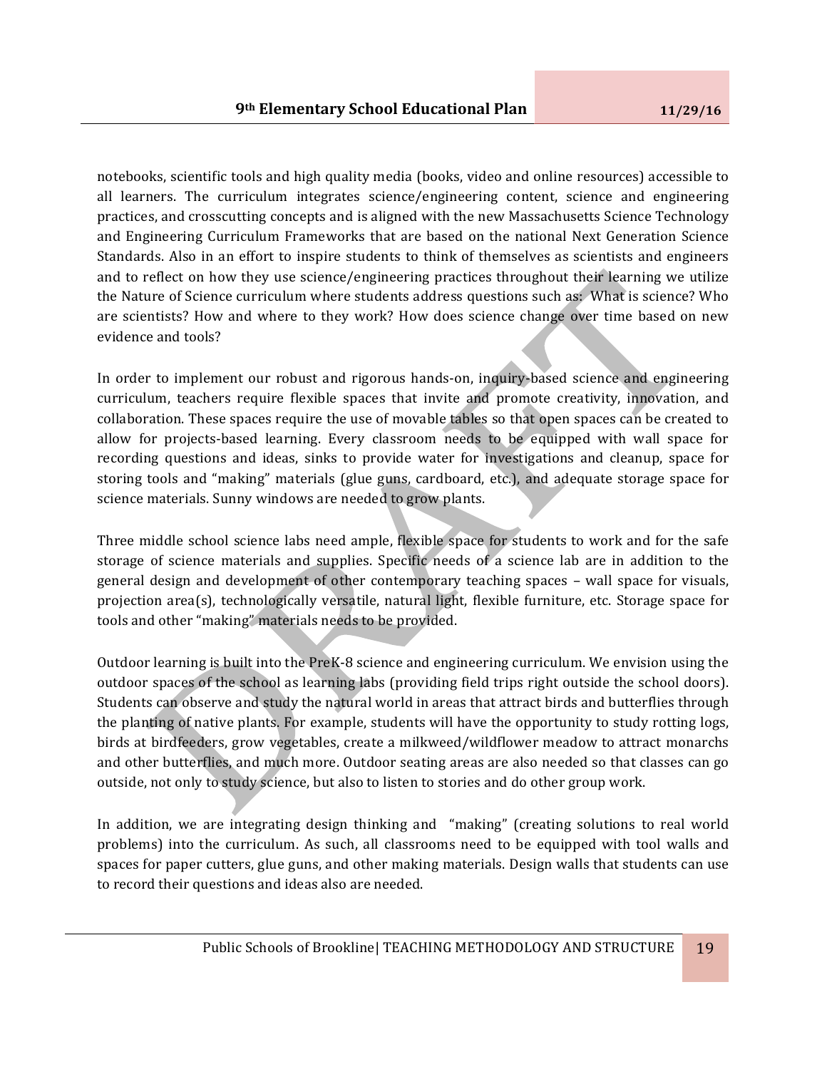notebooks, scientific tools and high quality media (books, video and online resources) accessible to all learners. The curriculum integrates science/engineering content, science and engineering practices, and crosscutting concepts and is aligned with the new Massachusetts Science Technology and Engineering Curriculum Frameworks that are based on the national Next Generation Science Standards. Also in an effort to inspire students to think of themselves as scientists and engineers and to reflect on how they use science/engineering practices throughout their learning we utilize the Nature of Science curriculum where students address questions such as: What is science? Who are scientists? How and where to they work? How does science change over time based on new evidence and tools?

In order to implement our robust and rigorous hands-on, inquiry-based science and engineering curriculum, teachers require flexible spaces that invite and promote creativity, innovation, and collaboration. These spaces require the use of movable tables so that open spaces can be created to allow for projects-based learning. Every classroom needs to be equipped with wall space for recording questions and ideas, sinks to provide water for investigations and cleanup, space for storing tools and "making" materials (glue guns, cardboard, etc.), and adequate storage space for science materials. Sunny windows are needed to grow plants.

Three middle school science labs need ample, flexible space for students to work and for the safe storage of science materials and supplies. Specific needs of a science lab are in addition to the general design and development of other contemporary teaching spaces – wall space for visuals, projection area(s), technologically versatile, natural light, flexible furniture, etc. Storage space for tools and other "making" materials needs to be provided.

Outdoor learning is built into the PreK-8 science and engineering curriculum. We envision using the outdoor spaces of the school as learning labs (providing field trips right outside the school doors). Students can observe and study the natural world in areas that attract birds and butterflies through the planting of native plants. For example, students will have the opportunity to study rotting logs, birds at birdfeeders, grow vegetables, create a milkweed/wildflower meadow to attract monarchs and other butterflies, and much more. Outdoor seating areas are also needed so that classes can go outside, not only to study science, but also to listen to stories and do other group work.

In addition, we are integrating design thinking and "making" (creating solutions to real world problems) into the curriculum. As such, all classrooms need to be equipped with tool walls and spaces for paper cutters, glue guns, and other making materials. Design walls that students can use to record their questions and ideas also are needed.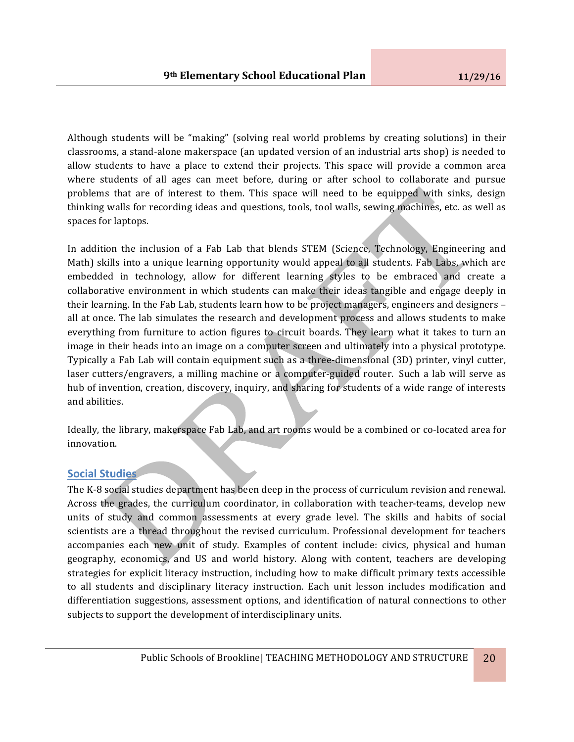Although students will be "making" (solving real world problems by creating solutions) in their classrooms, a stand-alone makerspace (an updated version of an industrial arts shop) is needed to allow students to have a place to extend their projects. This space will provide a common area where students of all ages can meet before, during or after school to collaborate and pursue problems that are of interest to them. This space will need to be equipped with sinks, design thinking walls for recording ideas and questions, tools, tool walls, sewing machines, etc. as well as spaces for laptops.

In addition the inclusion of a Fab Lab that blends STEM (Science, Technology, Engineering and Math) skills into a unique learning opportunity would appeal to all students. Fab Labs, which are embedded in technology, allow for different learning styles to be embraced and create a collaborative environment in which students can make their ideas tangible and engage deeply in their learning. In the Fab Lab, students learn how to be project managers, engineers and designers – all at once. The lab simulates the research and development process and allows students to make everything from furniture to action figures to circuit boards. They learn what it takes to turn an image in their heads into an image on a computer screen and ultimately into a physical prototype. Typically a Fab Lab will contain equipment such as a three-dimensional (3D) printer, vinyl cutter, laser cutters/engravers, a milling machine or a computer-guided router. Such a lab will serve as hub of invention, creation, discovery, inquiry, and sharing for students of a wide range of interests and abilities.

Ideally, the library, makerspace Fab Lab, and art rooms would be a combined or co-located area for innovation.

## Social Studies

The K-8 social studies department has been deep in the process of curriculum revision and renewal. Across the grades, the curriculum coordinator, in collaboration with teacher-teams, develop new units of study and common assessments at every grade level. The skills and habits of social scientists are a thread throughout the revised curriculum. Professional development for teachers accompanies each new unit of study. Examples of content include: civics, physical and human geography, economics, and US and world history. Along with content, teachers are developing strategies for explicit literacy instruction, including how to make difficult primary texts accessible to all students and disciplinary literacy instruction. Each unit lesson includes modification and differentiation suggestions, assessment options, and identification of natural connections to other subjects to support the development of interdisciplinary units.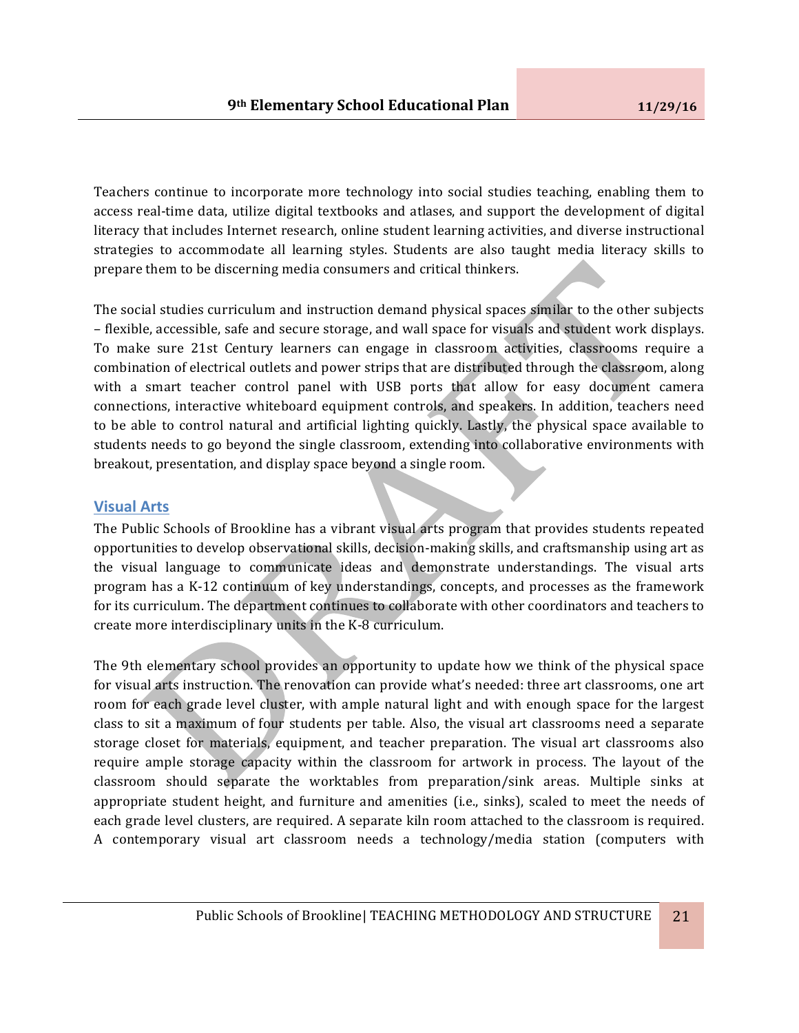Teachers continue to incorporate more technology into social studies teaching, enabling them to access real-time data, utilize digital textbooks and atlases, and support the development of digital literacy that includes Internet research, online student learning activities, and diverse instructional strategies to accommodate all learning styles. Students are also taught media literacy skills to prepare them to be discerning media consumers and critical thinkers.

The social studies curriculum and instruction demand physical spaces similar to the other subjects – flexible, accessible, safe and secure storage, and wall space for visuals and student work displays. To make sure 21st Century learners can engage in classroom activities, classrooms require a combination of electrical outlets and power strips that are distributed through the classroom, along with a smart teacher control panel with USB ports that allow for easy document camera connections, interactive whiteboard equipment controls, and speakers. In addition, teachers need to be able to control natural and artificial lighting quickly. Lastly, the physical space available to students needs to go beyond the single classroom, extending into collaborative environments with breakout, presentation, and display space beyond a single room.

## Visual Arts

The Public Schools of Brookline has a vibrant visual arts program that provides students repeated opportunities to develop observational skills, decision-making skills, and craftsmanship using art as the visual language to communicate ideas and demonstrate understandings. The visual arts program has a K-12 continuum of key understandings, concepts, and processes as the framework for its curriculum. The department continues to collaborate with other coordinators and teachers to create more interdisciplinary units in the K-8 curriculum.

The 9th elementary school provides an opportunity to update how we think of the physical space for visual arts instruction. The renovation can provide what's needed: three art classrooms, one art room for each grade level cluster, with ample natural light and with enough space for the largest class to sit a maximum of four students per table. Also, the visual art classrooms need a separate storage closet for materials, equipment, and teacher preparation. The visual art classrooms also require ample storage capacity within the classroom for artwork in process. The layout of the classroom should separate the worktables from preparation/sink areas. Multiple sinks at appropriate student height, and furniture and amenities (i.e., sinks), scaled to meet the needs of each grade level clusters, are required. A separate kiln room attached to the classroom is required. A contemporary visual art classroom needs a technology/media station (computers with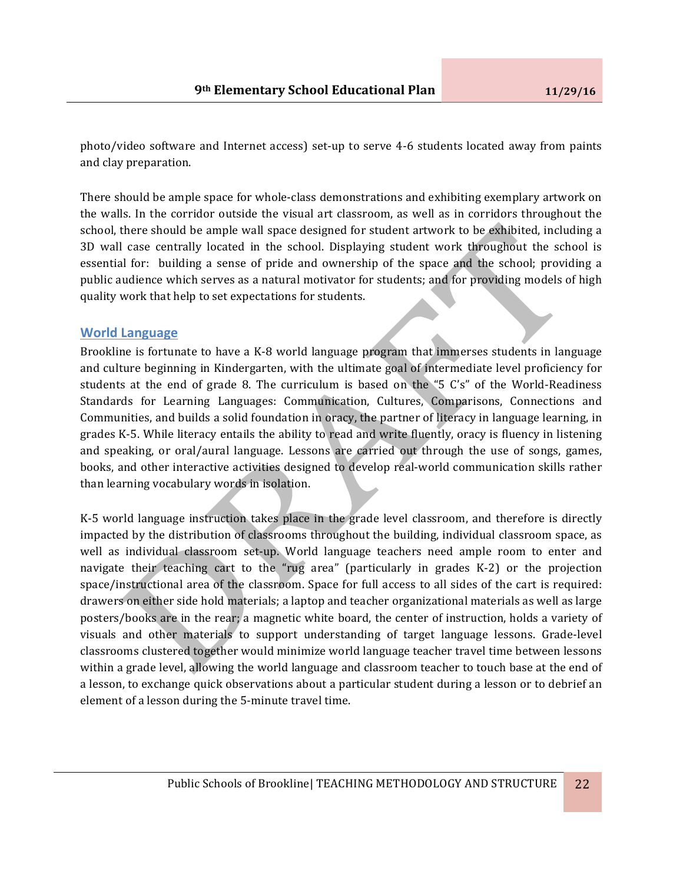photo/video software and Internet access) set-up to serve 4-6 students located away from paints and clay preparation.

There should be ample space for whole-class demonstrations and exhibiting exemplary artwork on the walls. In the corridor outside the visual art classroom, as well as in corridors throughout the school, there should be ample wall space designed for student artwork to be exhibited, including a 3D wall case centrally located in the school. Displaying student work throughout the school is essential for: building a sense of pride and ownership of the space and the school; providing a public audience which serves as a natural motivator for students; and for providing models of high quality work that help to set expectations for students.

## World Language

Brookline is fortunate to have a K-8 world language program that immerses students in language and culture beginning in Kindergarten, with the ultimate goal of intermediate level proficiency for students at the end of grade 8. The curriculum is based on the "5 C's" of the World-Readiness Standards for Learning Languages: Communication, Cultures, Comparisons, Connections and Communities, and builds a solid foundation in oracy, the partner of literacy in language learning, in grades K-5. While literacy entails the ability to read and write fluently, oracy is fluency in listening and speaking, or oral/aural language. Lessons are carried out through the use of songs, games, books, and other interactive activities designed to develop real-world communication skills rather than learning vocabulary words in isolation.

K-5 world language instruction takes place in the grade level classroom, and therefore is directly impacted by the distribution of classrooms throughout the building, individual classroom space, as well as individual classroom set-up. World language teachers need ample room to enter and navigate their teaching cart to the "rug area" (particularly in grades K-2) or the projection space/instructional area of the classroom. Space for full access to all sides of the cart is required: drawers on either side hold materials; a laptop and teacher organizational materials as well as large posters/books are in the rear; a magnetic white board, the center of instruction, holds a variety of visuals and other materials to support understanding of target language lessons. Grade-level classrooms clustered together would minimize world language teacher travel time between lessons within a grade level, allowing the world language and classroom teacher to touch base at the end of a lesson, to exchange quick observations about a particular student during a lesson or to debrief an element of a lesson during the 5-minute travel time.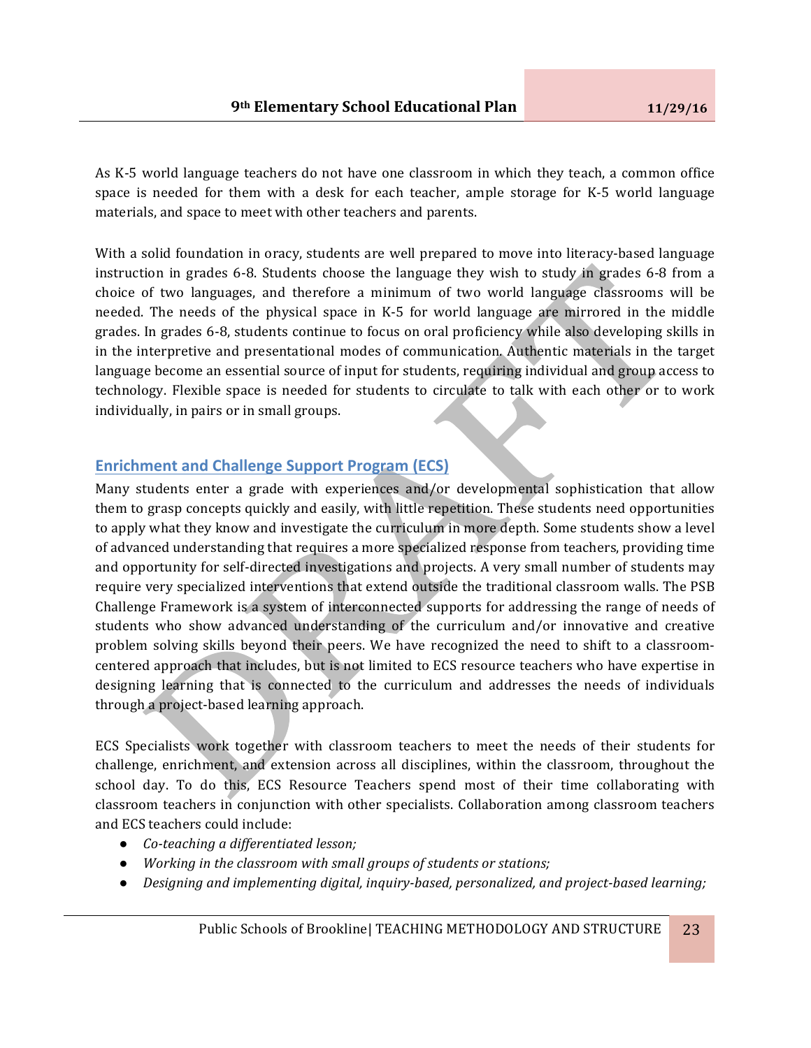As K-5 world language teachers do not have one classroom in which they teach, a common office space is needed for them with a desk for each teacher, ample storage for K-5 world language materials, and space to meet with other teachers and parents.

With a solid foundation in oracy, students are well prepared to move into literacy-based language instruction in grades 6-8. Students choose the language they wish to study in grades 6-8 from a choice of two languages, and therefore a minimum of two world language classrooms will be needed. The needs of the physical space in K-5 for world language are mirrored in the middle grades. In grades 6-8, students continue to focus on oral proficiency while also developing skills in in the interpretive and presentational modes of communication. Authentic materials in the target language become an essential source of input for students, requiring individual and group access to technology. Flexible space is needed for students to circulate to talk with each other or to work individually, in pairs or in small groups.

## Enrichment and Challenge Support Program (ECS)

Many students enter a grade with experiences and/or developmental sophistication that allow them to grasp concepts quickly and easily, with little repetition. These students need opportunities to apply what they know and investigate the curriculum in more depth. Some students show a level of advanced understanding that requires a more specialized response from teachers, providing time and opportunity for self-directed investigations and projects. A very small number of students may require very specialized interventions that extend outside the traditional classroom walls. The PSB Challenge Framework is a system of interconnected supports for addressing the range of needs of students who show advanced understanding of the curriculum and/or innovative and creative problem solving skills beyond their peers. We have recognized the need to shift to a classroom-centered approach that includes, but is not limited to ECS resource teachers who have expertise in designing learning that is connected to the curriculum and addresses the needs of individuals through a project-based learning approach.

ECS Specialists work together with classroom teachers to meet the needs of their students for challenge, enrichment, and extension across all disciplines, within the classroom, throughout the school day. To do this, ECS Resource Teachers spend most of their time collaborating with classroom teachers in conjunction with other specialists. Collaboration among classroom teachers and ECS teachers could include:

- *Co-teaching a differentiated lesson;*
- *Working in the classroom with small groups of students or stations;*
- *Designing and implementing digital, inquiry-based, personalized, and project-based learning;*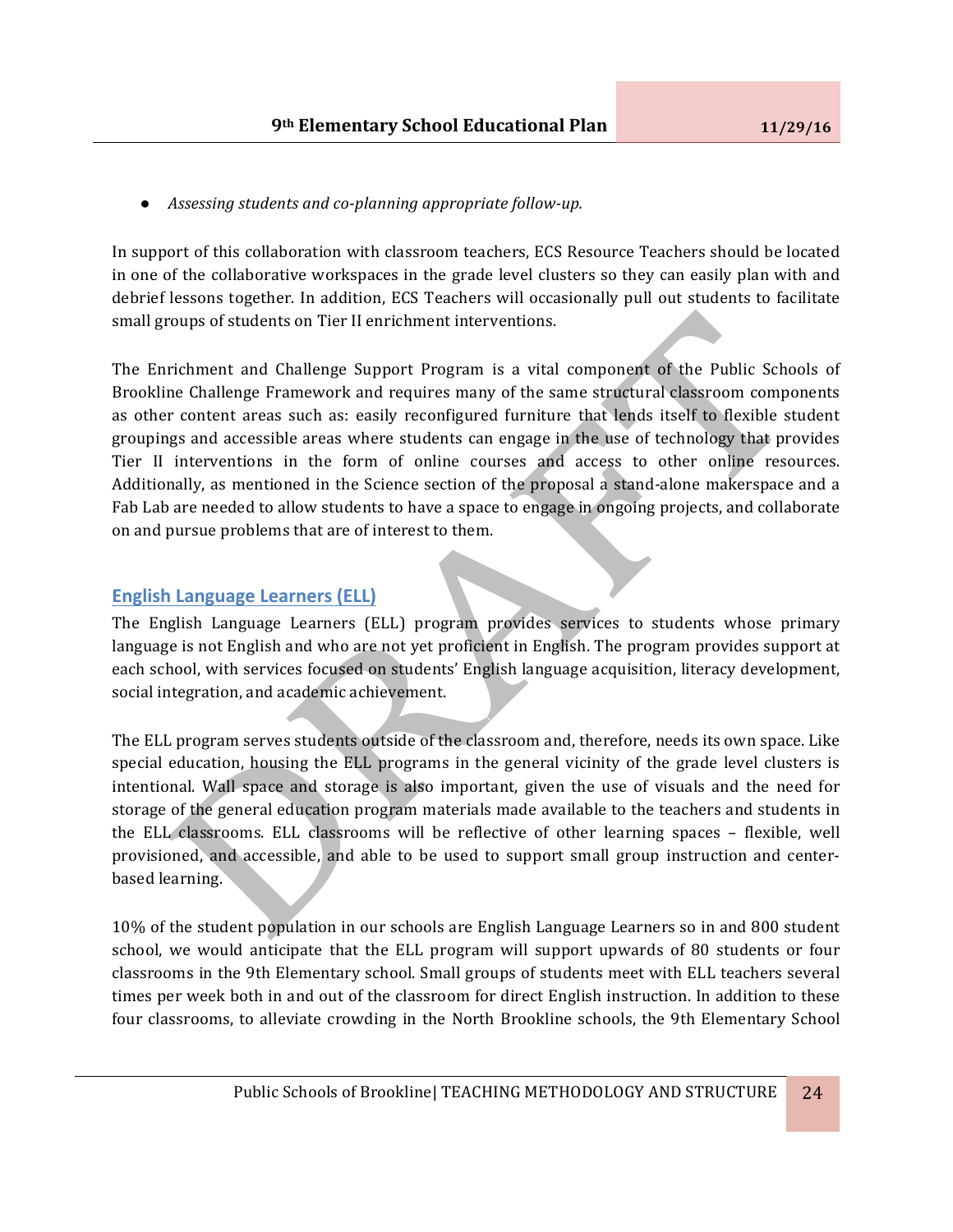- *Assessing students and co-planning appropriate follow-up.*

In support of this collaboration with classroom teachers, ECS Resource Teachers should be located in one of the collaborative workspaces in the grade level clusters so they can easily plan with and debrief lessons together. In addition, ECS Teachers will occasionally pull out students to facilitate small groups of students on Tier II enrichment interventions.

The Enrichment and Challenge Support Program is a vital component of the Public Schools of Brookline Challenge Framework and requires many of the same structural classroom components as other content areas such as: easily reconfigured furniture that lends itself to flexible student groupings and accessible areas where students can engage in the use of technology that provides Tier II interventions in the form of online courses and access to other online resources. Additionally, as mentioned in the Science section of the proposal a stand-alone makerspace and a Fab Lab are needed to allow students to have a space to engage in ongoing projects, and collaborate on and pursue problems that are of interest to them.

## English Language Learners (ELL)

The English Language Learners (ELL) program provides services to students whose primary language is not English and who are not yet proficient in English. The program provides support at each school, with services focused on students' English language acquisition, literacy development, social integration, and academic achievement.

The ELL program serves students outside of the classroom and, therefore, needs its own space. Like special education, housing the ELL programs in the general vicinity of the grade level clusters is intentional. Wall space and storage is also important, given the use of visuals and the need for storage of the general education program materials made available to the teachers and students in the ELL classrooms. ELL classrooms will be reflective of other learning spaces – flexible, well provisioned, and accessible, and able to be used to support small group instruction and center-based learning.

10% of the student population in our schools are English Language Learners so in and 800 student school, we would anticipate that the ELL program will support upwards of 80 students or four classrooms in the 9th Elementary school. Small groups of students meet with ELL teachers several times per week both in and out of the classroom for direct English instruction. In addition to these four classrooms, to alleviate crowding in the North Brookline schools, the 9th Elementary School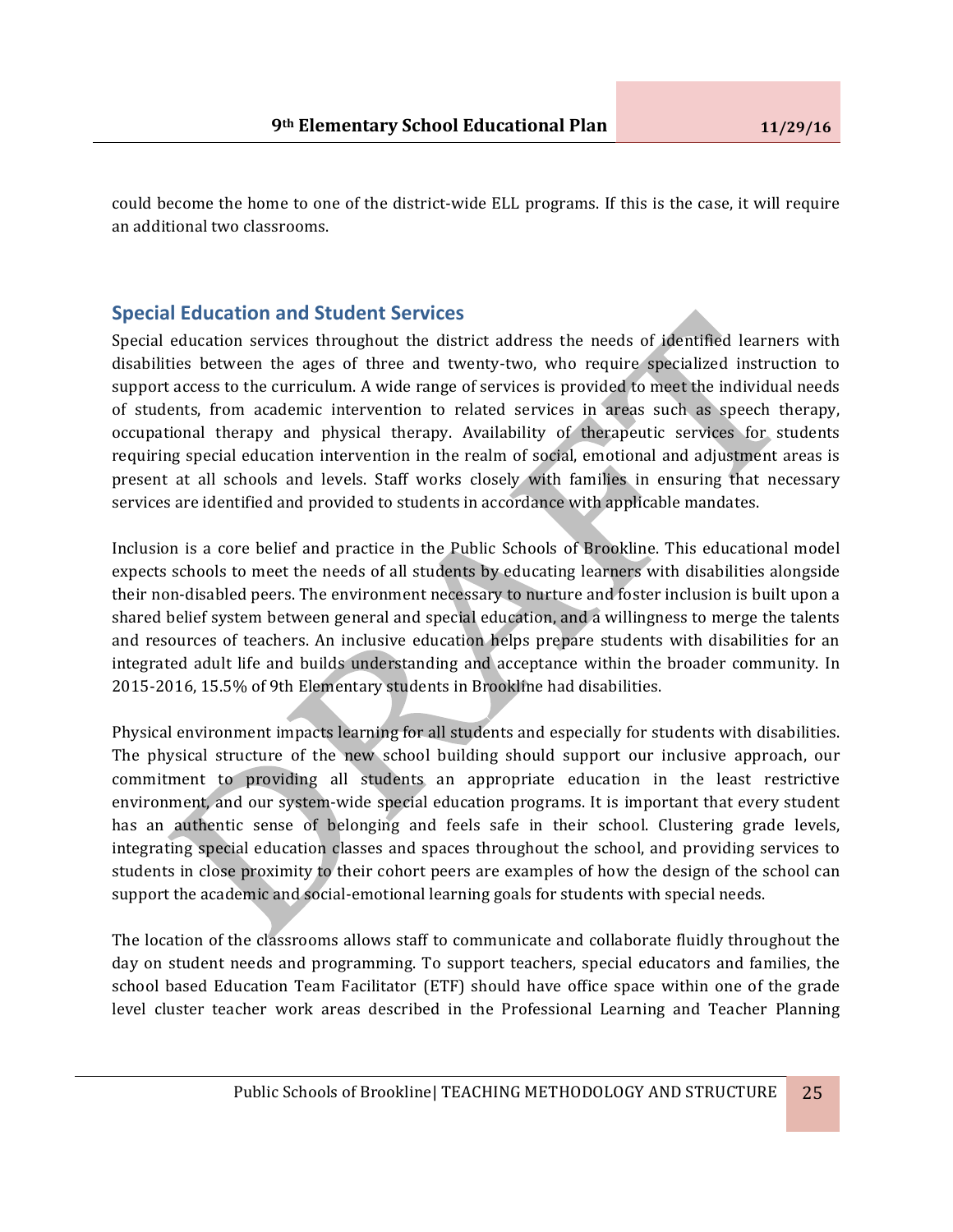could become the home to one of the district-wide ELL programs. If this is the case, it will require an additional two classrooms.

## Special Education and Student Services

Special education services throughout the district address the needs of identified learners with disabilities between the ages of three and twenty-two, who require specialized instruction to support access to the curriculum. A wide range of services is provided to meet the individual needs of students, from academic intervention to related services in areas such as speech therapy, occupational therapy and physical therapy. Availability of therapeutic services for students requiring special education intervention in the realm of social, emotional and adjustment areas is present at all schools and levels. Staff works closely with families in ensuring that necessary services are identified and provided to students in accordance with applicable mandates.

Inclusion is a core belief and practice in the Public Schools of Brookline. This educational model expects schools to meet the needs of all students by educating learners with disabilities alongside their non-disabled peers. The environment necessary to nurture and foster inclusion is built upon a shared belief system between general and special education, and a willingness to merge the talents and resources of teachers. An inclusive education helps prepare students with disabilities for an integrated adult life and builds understanding and acceptance within the broader community. In 2015-2016, 15.5% of 9th Elementary students in Brookline had disabilities.

Physical environment impacts learning for all students and especially for students with disabilities. The physical structure of the new school building should support our inclusive approach, our commitment to providing all students an appropriate education in the least restrictive environment, and our system-wide special education programs. It is important that every student has an authentic sense of belonging and feels safe in their school. Clustering grade levels, integrating special education classes and spaces throughout the school, and providing services to students in close proximity to their cohort peers are examples of how the design of the school can support the academic and social-emotional learning goals for students with special needs.

The location of the classrooms allows staff to communicate and collaborate fluidly throughout the day on student needs and programming. To support teachers, special educators and families, the school based Education Team Facilitator (ETF) should have office space within one of the grade level cluster teacher work areas described in the Professional Learning and Teacher Planning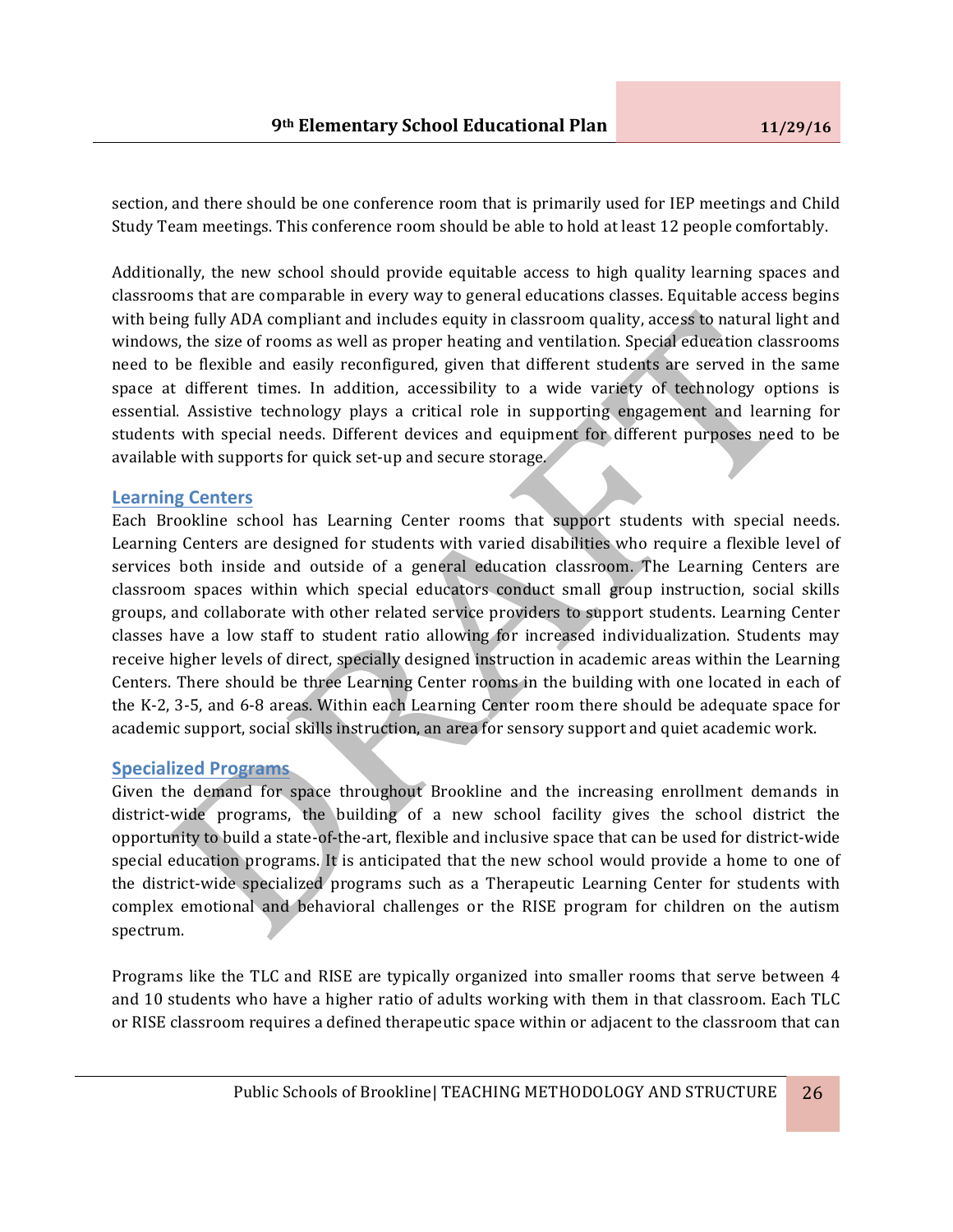section, and there should be one conference room that is primarily used for IEP meetings and Child Study Team meetings. This conference room should be able to hold at least 12 people comfortably.

Additionally, the new school should provide equitable access to high quality learning spaces and classrooms that are comparable in every way to general educations classes. Equitable access begins with being fully ADA compliant and includes equity in classroom quality, access to natural light and windows, the size of rooms as well as proper heating and ventilation. Special education classrooms need to be flexible and easily reconfigured, given that different students are served in the same space at different times. In addition, accessibility to a wide variety of technology options is essential. Assistive technology plays a critical role in supporting engagement and learning for students with special needs. Different devices and equipment for different purposes need to be available with supports for quick set-up and secure storage.

## Learning Centers

Each Brookline school has Learning Center rooms that support students with special needs. Learning Centers are designed for students with varied disabilities who require a flexible level of services both inside and outside of a general education classroom. The Learning Centers are classroom spaces within which special educators conduct small group instruction, social skills groups, and collaborate with other related service providers to support students. Learning Center classes have a low staff to student ratio allowing for increased individualization. Students may receive higher levels of direct, specially designed instruction in academic areas within the Learning Centers. There should be three Learning Center rooms in the building with one located in each of the K-2, 3-5, and 6-8 areas. Within each Learning Center room there should be adequate space for academic support, social skills instruction, an area for sensory support and quiet academic work.

## Specialized Programs

Given the demand for space throughout Brookline and the increasing enrollment demands in district-wide programs, the building of a new school facility gives the school district the opportunity to build a state-of-the-art, flexible and inclusive space that can be used for district-wide special education programs. It is anticipated that the new school would provide a home to one of the district-wide specialized programs such as a Therapeutic Learning Center for students with complex emotional and behavioral challenges or the RISE program for children on the autism spectrum.

Programs like the TLC and RISE are typically organized into smaller rooms that serve between 4 and 10 students who have a higher ratio of adults working with them in that classroom. Each TLC or RISE classroom requires a defined therapeutic space within or adjacent to the classroom that can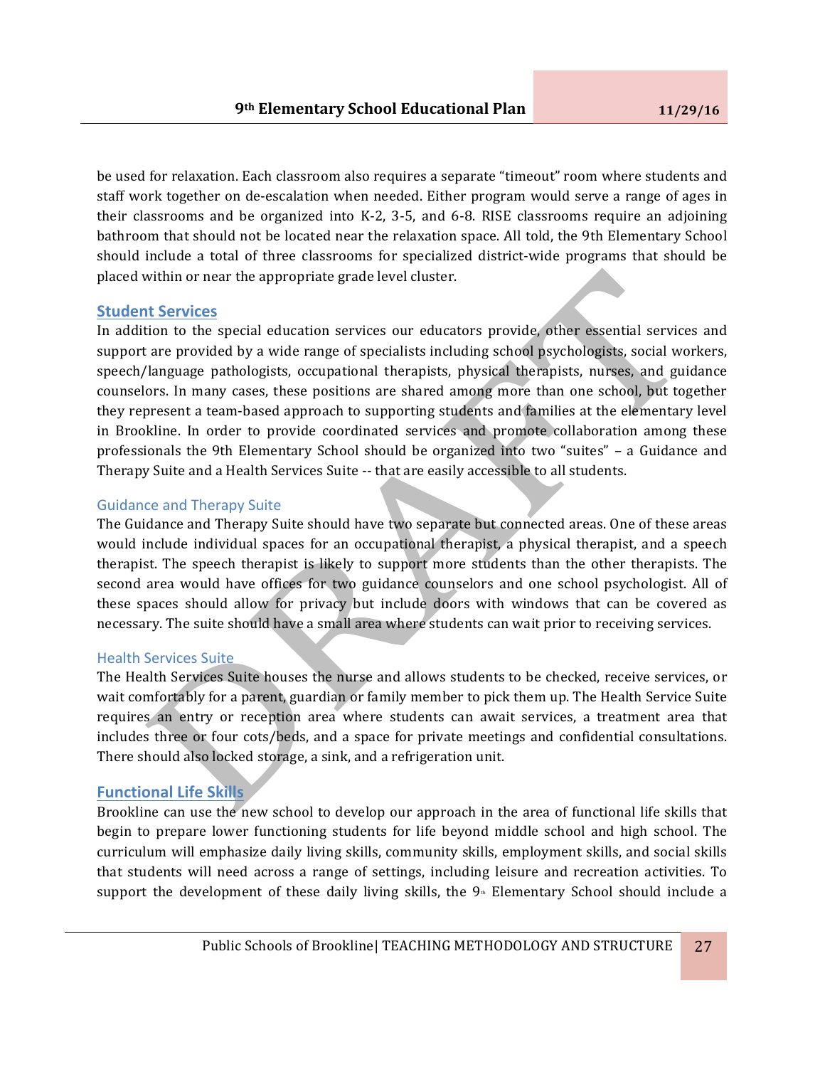be used for relaxation. Each classroom also requires a separate "timeout" room where students and staff work together on de-escalation when needed. Either program would serve a range of ages in their classrooms and be organized into K-2, 3-5, and 6-8. RISE classrooms require an adjoining bathroom that should not be located near the relaxation space. All told, the 9th Elementary School should include a total of three classrooms for specialized district-wide programs that should be placed within or near the appropriate grade level cluster.

## Student Services

In addition to the special education services our educators provide, other essential services and support are provided by a wide range of specialists including school psychologists, social workers, speech/language pathologists, occupational therapists, physical therapists, nurses, and guidance counselors. In many cases, these positions are shared among more than one school, but together they represent a team-based approach to supporting students and families at the elementary level in Brookline. In order to provide coordinated services and promote collaboration among these professionals the 9th Elementary School should be organized into two "suites" – a Guidance and Therapy Suite and a Health Services Suite -- that are easily accessible to all students.

### Guidance and Therapy Suite

The Guidance and Therapy Suite should have two separate but connected areas. One of these areas would include individual spaces for an occupational therapist, a physical therapist, and a speech therapist. The speech therapist is likely to support more students than the other therapists. The second area would have offices for two guidance counselors and one school psychologist. All of these spaces should allow for privacy but include doors with windows that can be covered as necessary. The suite should have a small area where students can wait prior to receiving services.

### Health Services Suite

The Health Services Suite houses the nurse and allows students to be checked, receive services, or wait comfortably for a parent, guardian or family member to pick them up. The Health Service Suite requires an entry or reception area where students can await services, a treatment area that includes three or four cots/beds, and a space for private meetings and confidential consultations. There should also locked storage, a sink, and a refrigeration unit.

## Functional Life Skills

Brookline can use the new school to develop our approach in the area of functional life skills that begin to prepare lower functioning students for life beyond middle school and high school. The curriculum will emphasize daily living skills, community skills, employment skills, and social skills that students will need across a range of settings, including leisure and recreation activities. To support the development of these daily living skills, the 9th Elementary School should include a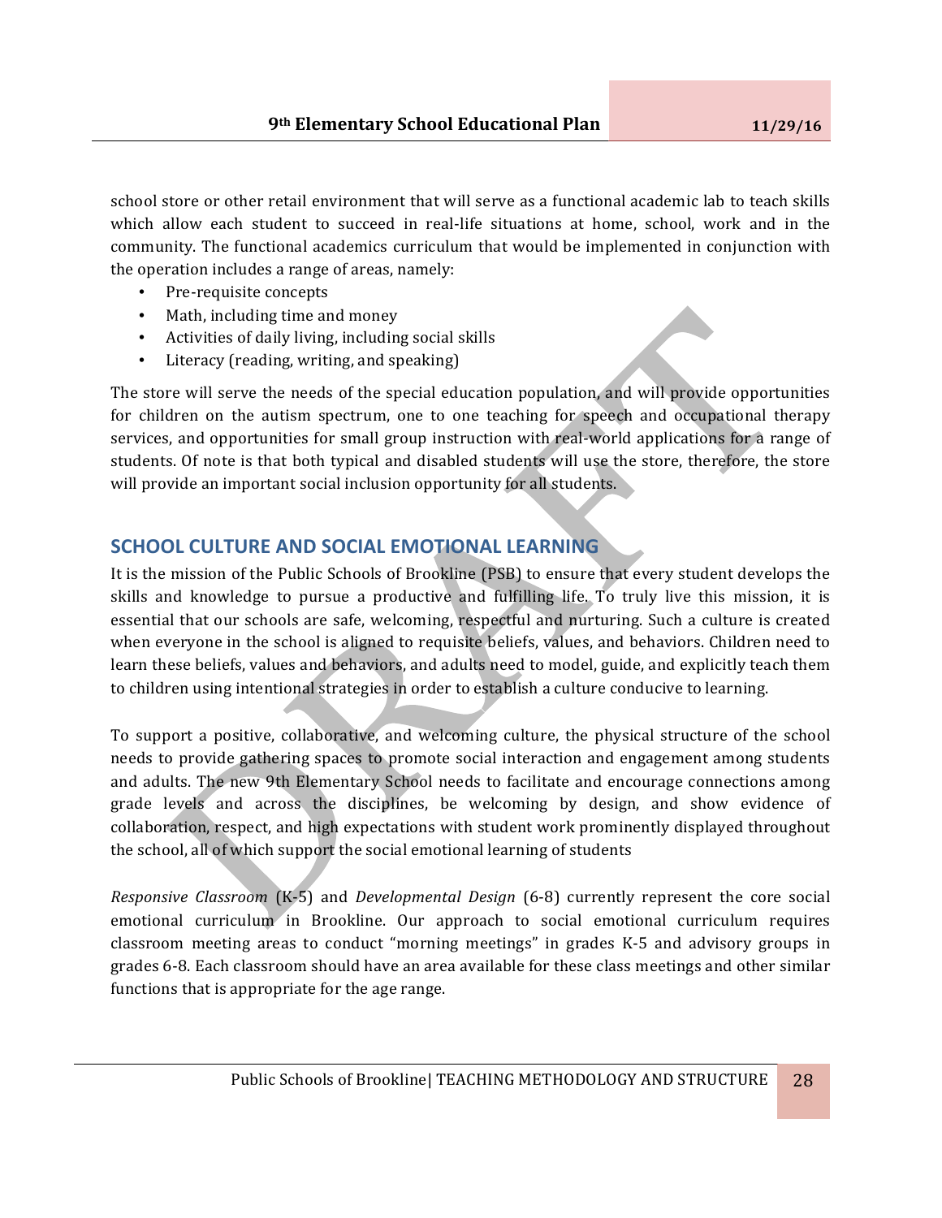school store or other retail environment that will serve as a functional academic lab to teach skills which allow each student to succeed in real-life situations at home, school, work and in the community. The functional academics curriculum that would be implemented in conjunction with the operation includes a range of areas, namely:

- Pre-requisite concepts
- Math, including time and money
- Activities of daily living, including social skills
- Literacy (reading, writing, and speaking)

The store will serve the needs of the special education population, and will provide opportunities for children on the autism spectrum, one to one teaching for speech and occupational therapy services, and opportunities for small group instruction with real-world applications for a range of students. Of note is that both typical and disabled students will use the store, therefore, the store will provide an important social inclusion opportunity for all students.

## SCHOOL CULTURE AND SOCIAL EMOTIONAL LEARNING

It is the mission of the Public Schools of Brookline (PSB) to ensure that every student develops the skills and knowledge to pursue a productive and fulfilling life. To truly live this mission, it is essential that our schools are safe, welcoming, respectful and nurturing. Such a culture is created when everyone in the school is aligned to requisite beliefs, values, and behaviors. Children need to learn these beliefs, values and behaviors, and adults need to model, guide, and explicitly teach them to children using intentional strategies in order to establish a culture conducive to learning.

To support a positive, collaborative, and welcoming culture, the physical structure of the school needs to provide gathering spaces to promote social interaction and engagement among students and adults. The new 9th Elementary School needs to facilitate and encourage connections among grade levels and across the disciplines, be welcoming by design, and show evidence of collaboration, respect, and high expectations with student work prominently displayed throughout the school, all of which support the social emotional learning of students

*Responsive Classroom* (K-5) and *Developmental Design* (6-8) currently represent the core social emotional curriculum in Brookline. Our approach to social emotional curriculum requires classroom meeting areas to conduct "morning meetings" in grades K-5 and advisory groups in grades 6-8. Each classroom should have an area available for these class meetings and other similar functions that is appropriate for the age range.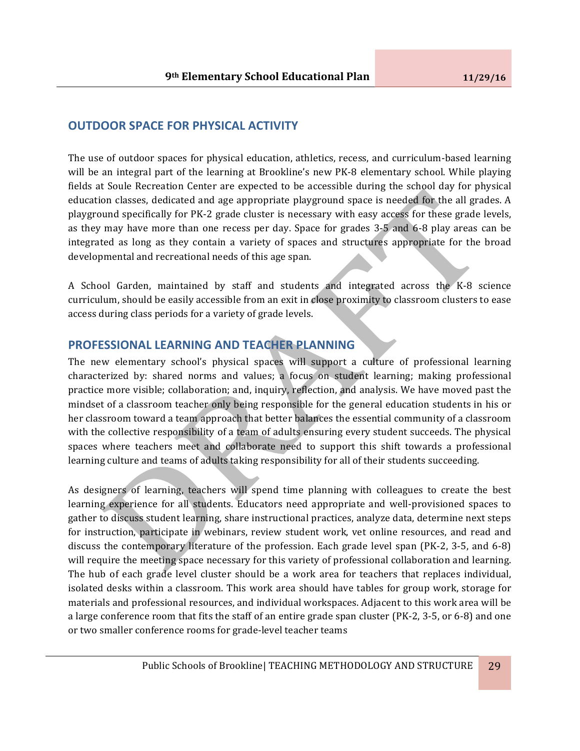## OUTDOOR SPACE FOR PHYSICAL ACTIVITY

The use of outdoor spaces for physical education, athletics, recess, and curriculum-based learning will be an integral part of the learning at Brookline's new PK-8 elementary school. While playing fields at Soule Recreation Center are expected to be accessible during the school day for physical education classes, dedicated and age appropriate playground space is needed for the all grades. A playground specifically for PK-2 grade cluster is necessary with easy access for these grade levels, as they may have more than one recess per day. Space for grades 3-5 and 6-8 play areas can be integrated as long as they contain a variety of spaces and structures appropriate for the broad developmental and recreational needs of this age span.

A School Garden, maintained by staff and students and integrated across the K-8 science curriculum, should be easily accessible from an exit in close proximity to classroom clusters to ease access during class periods for a variety of grade levels.

## PROFESSIONAL LEARNING AND TEACHER PLANNING

The new elementary school's physical spaces will support a culture of professional learning characterized by: shared norms and values; a focus on student learning; making professional practice more visible; collaboration; and, inquiry, reflection, and analysis. We have moved past the mindset of a classroom teacher only being responsible for the general education students in his or her classroom toward a team approach that better balances the essential community of a classroom with the collective responsibility of a team of adults ensuring every student succeeds. The physical spaces where teachers meet and collaborate need to support this shift towards a professional learning culture and teams of adults taking responsibility for all of their students succeeding.

As designers of learning, teachers will spend time planning with colleagues to create the best learning experience for all students. Educators need appropriate and well-provisioned spaces to gather to discuss student learning, share instructional practices, analyze data, determine next steps for instruction, participate in webinars, review student work, vet online resources, and read and discuss the contemporary literature of the profession. Each grade level span (PK-2, 3-5, and 6-8) will require the meeting space necessary for this variety of professional collaboration and learning. The hub of each grade level cluster should be a work area for teachers that replaces individual, isolated desks within a classroom. This work area should have tables for group work, storage for materials and professional resources, and individual workspaces. Adjacent to this work area will be a large conference room that fits the staff of an entire grade span cluster (PK-2, 3-5, or 6-8) and one or two smaller conference rooms for grade-level teacher teams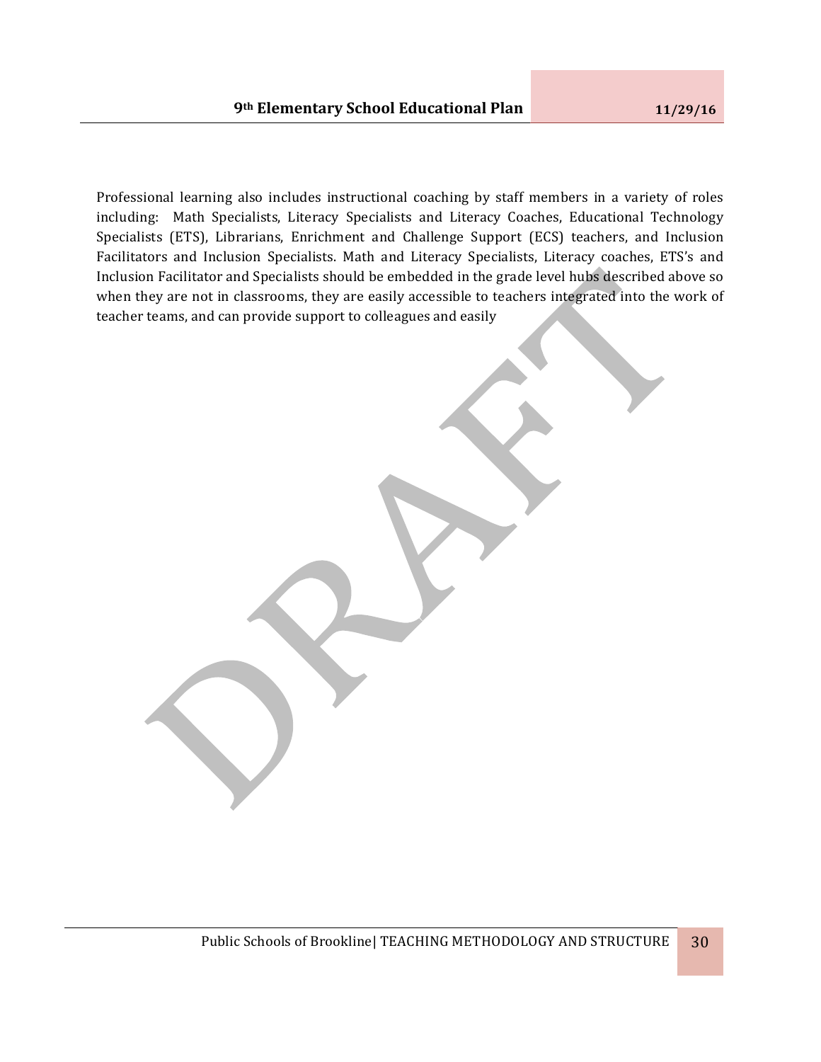Professional learning also includes instructional coaching by staff members in a variety of roles including: Math Specialists, Literacy Specialists and Literacy Coaches, Educational Technology Specialists (ETS), Librarians, Enrichment and Challenge Support (ECS) teachers, and Inclusion Facilitators and Inclusion Specialists. Math and Literacy Specialists, Literacy coaches, ETS's and Inclusion Facilitator and Specialists should be embedded in the grade level hubs described above so when they are not in classrooms, they are easily accessible to teachers integrated into the work of teacher teams, and can provide support to colleagues and easily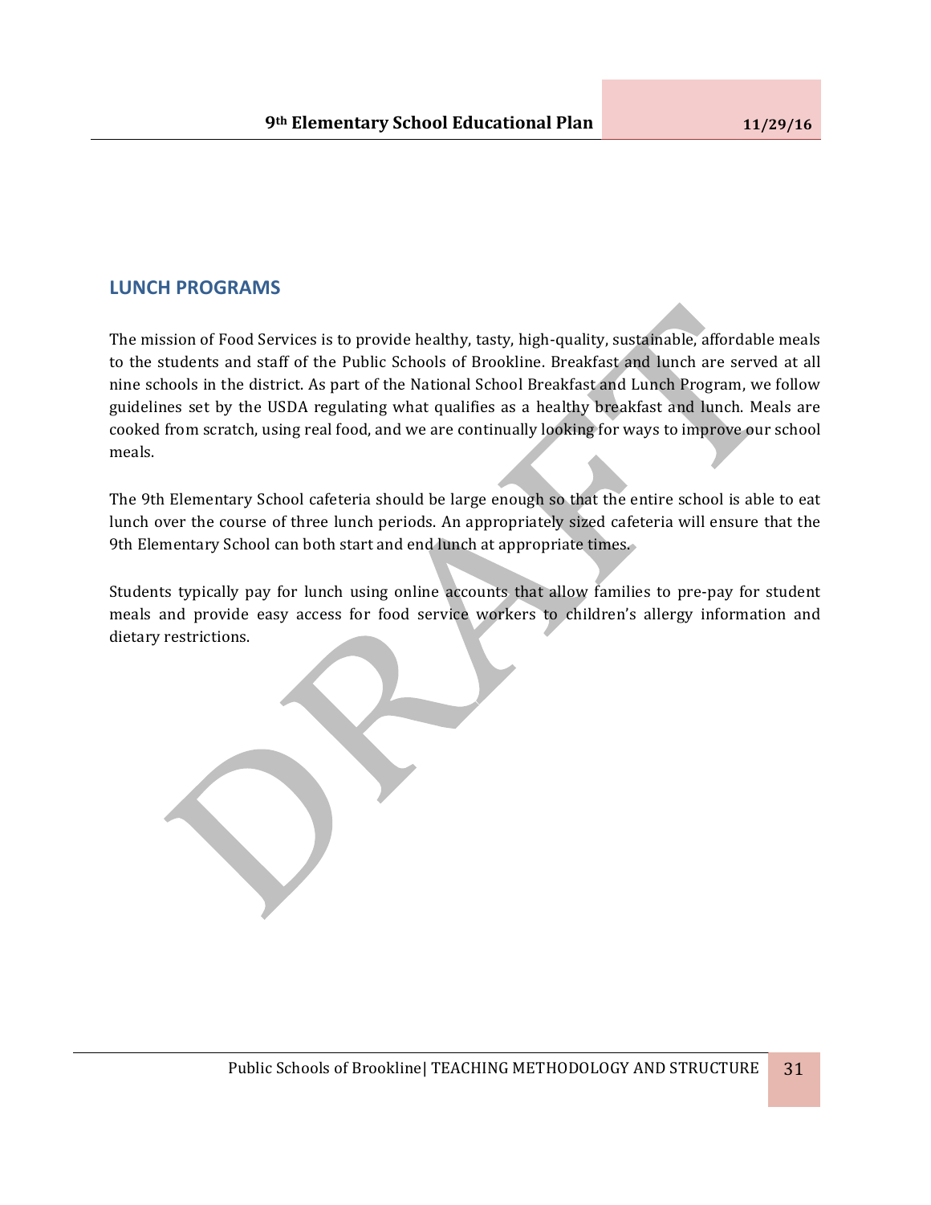## LUNCH PROGRAMS

The mission of Food Services is to provide healthy, tasty, high-quality, sustainable, affordable meals to the students and staff of the Public Schools of Brookline. Breakfast and lunch are served at all nine schools in the district. As part of the National School Breakfast and Lunch Program, we follow guidelines set by the USDA regulating what qualifies as a healthy breakfast and lunch. Meals are cooked from scratch, using real food, and we are continually looking for ways to improve our school meals.

The 9th Elementary School cafeteria should be large enough so that the entire school is able to eat lunch over the course of three lunch periods. An appropriately sized cafeteria will ensure that the 9th Elementary School can both start and end lunch at appropriate times.

Students typically pay for lunch using online accounts that allow families to pre-pay for student meals and provide easy access for food service workers to children's allergy information and dietary restrictions.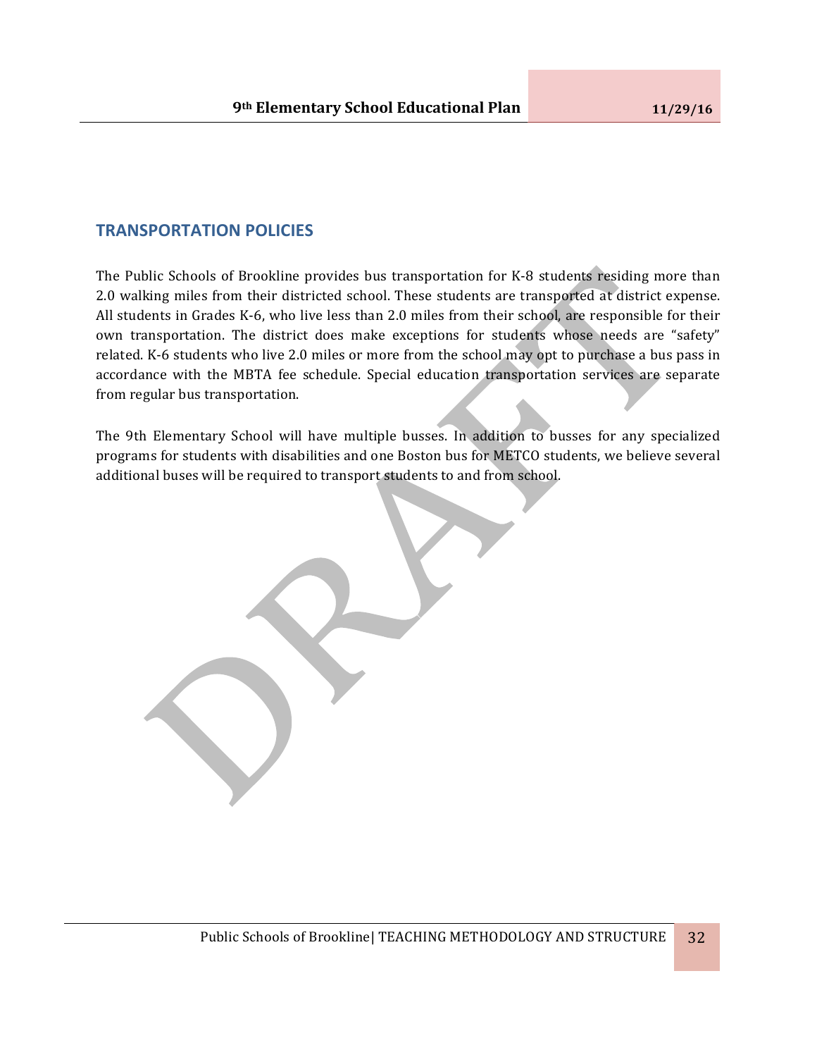## TRANSPORTATION POLICIES

The Public Schools of Brookline provides bus transportation for K-8 students residing more than 2.0 walking miles from their districted school. These students are transported at district expense. All students in Grades K-6, who live less than 2.0 miles from their school, are responsible for their own transportation. The district does make exceptions for students whose needs are "safety" related. K-6 students who live 2.0 miles or more from the school may opt to purchase a bus pass in accordance with the MBTA fee schedule. Special education transportation services are separate from regular bus transportation.

The 9th Elementary School will have multiple busses. In addition to busses for any specialized programs for students with disabilities and one Boston bus for METCO students, we believe several additional buses will be required to transport students to and from school.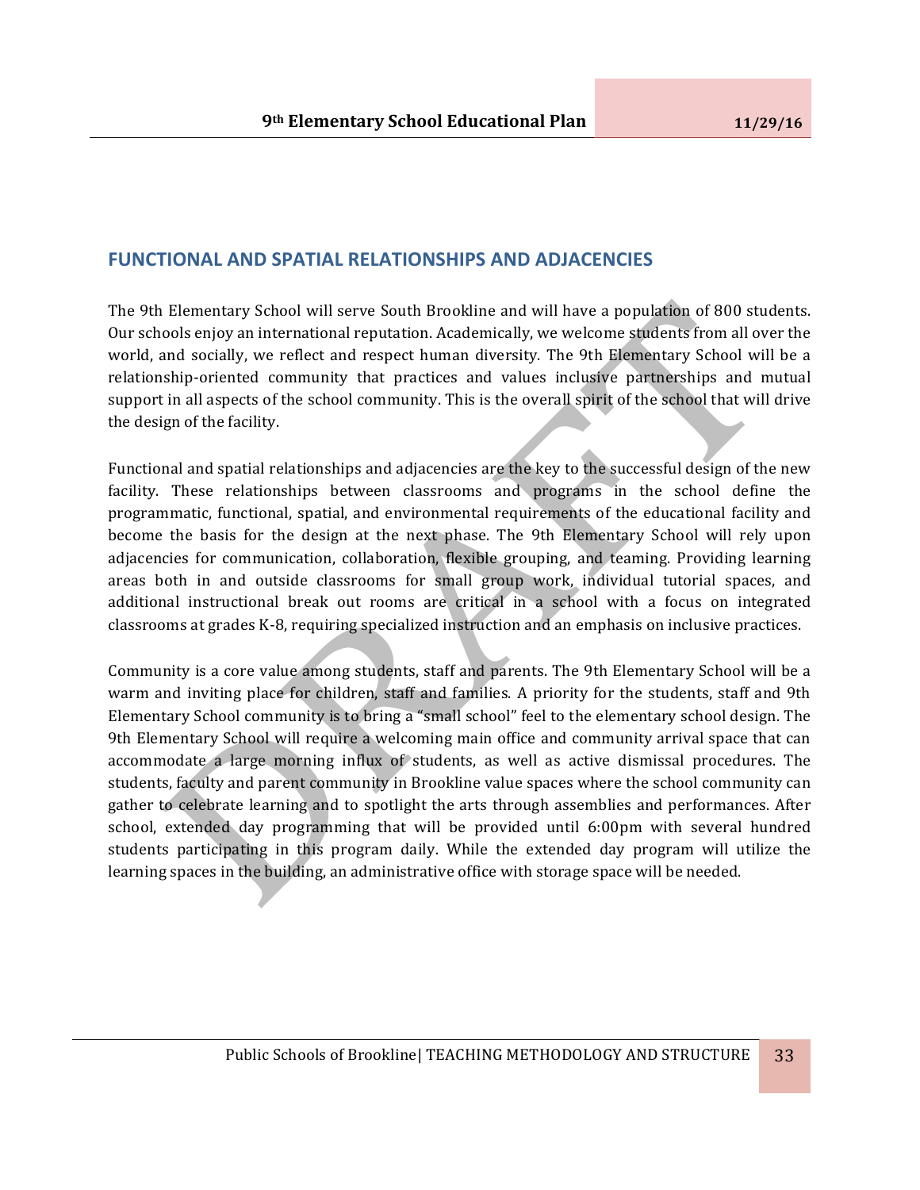## FUNCTIONAL AND SPATIAL RELATIONSHIPS AND ADJACENCIES

The 9th Elementary School will serve South Brookline and will have a population of 800 students. Our schools enjoy an international reputation. Academically, we welcome students from all over the world, and socially, we reflect and respect human diversity. The 9th Elementary School will be a relationship-oriented community that practices and values inclusive partnerships and mutual support in all aspects of the school community. This is the overall spirit of the school that will drive the design of the facility.

Functional and spatial relationships and adjacencies are the key to the successful design of the new facility. These relationships between classrooms and programs in the school define the programmatic, functional, spatial, and environmental requirements of the educational facility and become the basis for the design at the next phase. The 9th Elementary School will rely upon adjacencies for communication, collaboration, flexible grouping, and teaming. Providing learning areas both in and outside classrooms for small group work, individual tutorial spaces, and additional instructional break out rooms are critical in a school with a focus on integrated classrooms at grades K-8, requiring specialized instruction and an emphasis on inclusive practices.

Community is a core value among students, staff and parents. The 9th Elementary School will be a warm and inviting place for children, staff and families. A priority for the students, staff and 9th Elementary School community is to bring a "small school" feel to the elementary school design. The 9th Elementary School will require a welcoming main office and community arrival space that can accommodate a large morning influx of students, as well as active dismissal procedures. The students, faculty and parent community in Brookline value spaces where the school community can gather to celebrate learning and to spotlight the arts through assemblies and performances. After school, extended day programming that will be provided until 6:00pm with several hundred students participating in this program daily. While the extended day program will utilize the learning spaces in the building, an administrative office with storage space will be needed.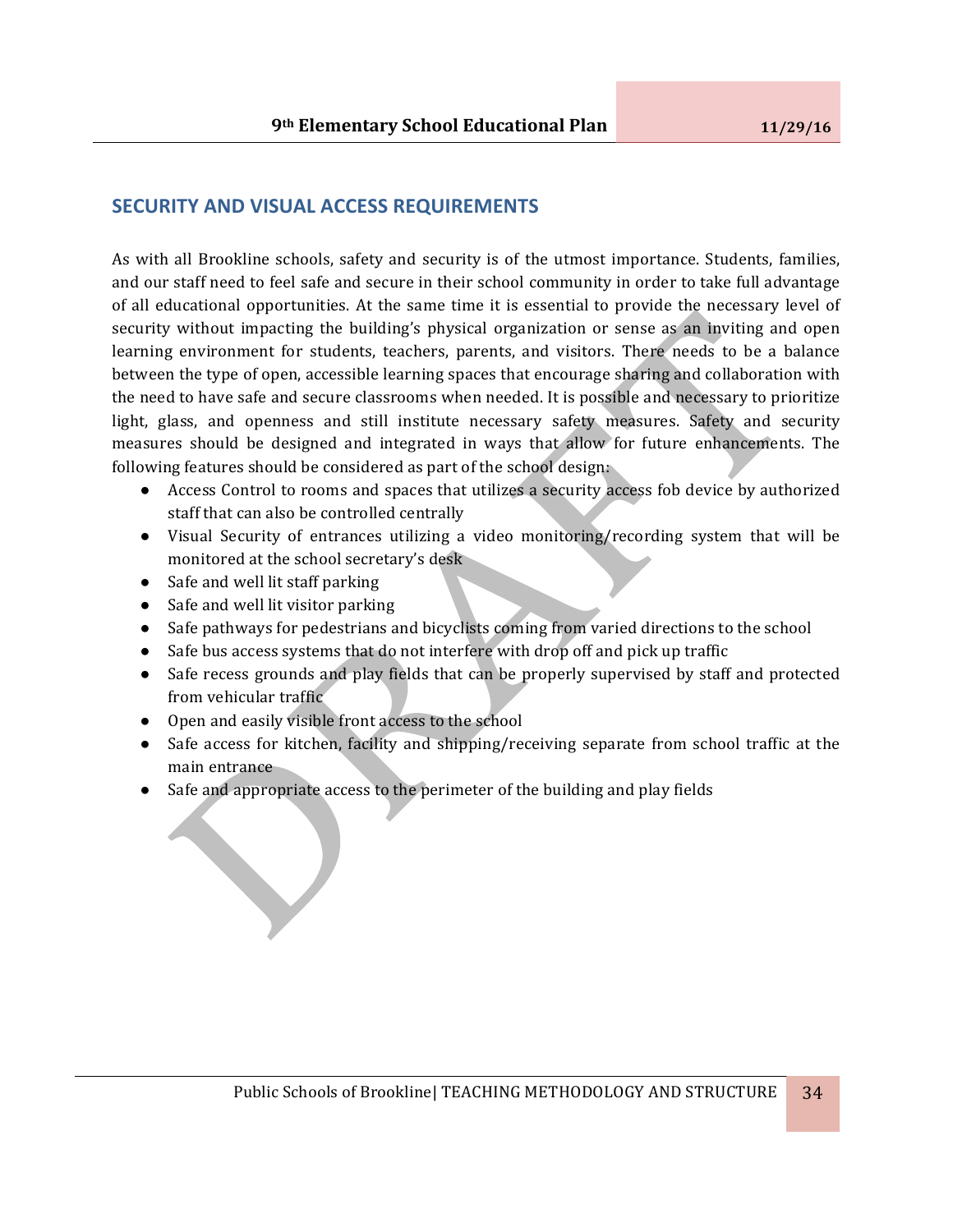## SECURITY AND VISUAL ACCESS REQUIREMENTS

As with all Brookline schools, safety and security is of the utmost importance. Students, families, and our staff need to feel safe and secure in their school community in order to take full advantage of all educational opportunities. At the same time it is essential to provide the necessary level of security without impacting the building's physical organization or sense as an inviting and open learning environment for students, teachers, parents, and visitors. There needs to be a balance between the type of open, accessible learning spaces that encourage sharing and collaboration with the need to have safe and secure classrooms when needed. It is possible and necessary to prioritize light, glass, and openness and still institute necessary safety measures. Safety and security measures should be designed and integrated in ways that allow for future enhancements. The following features should be considered as part of the school design:

- Access Control to rooms and spaces that utilizes a security access fob device by authorized staff that can also be controlled centrally
- Visual Security of entrances utilizing a video monitoring/recording system that will be monitored at the school secretary's desk
- Safe and well lit staff parking
- Safe and well lit visitor parking
- Safe pathways for pedestrians and bicyclists coming from varied directions to the school
- Safe bus access systems that do not interfere with drop off and pick up traffic
- Safe recess grounds and play fields that can be properly supervised by staff and protected from vehicular traffic
- Open and easily visible front access to the school
- Safe access for kitchen, facility and shipping/receiving separate from school traffic at the main entrance
- Safe and appropriate access to the perimeter of the building and play fields